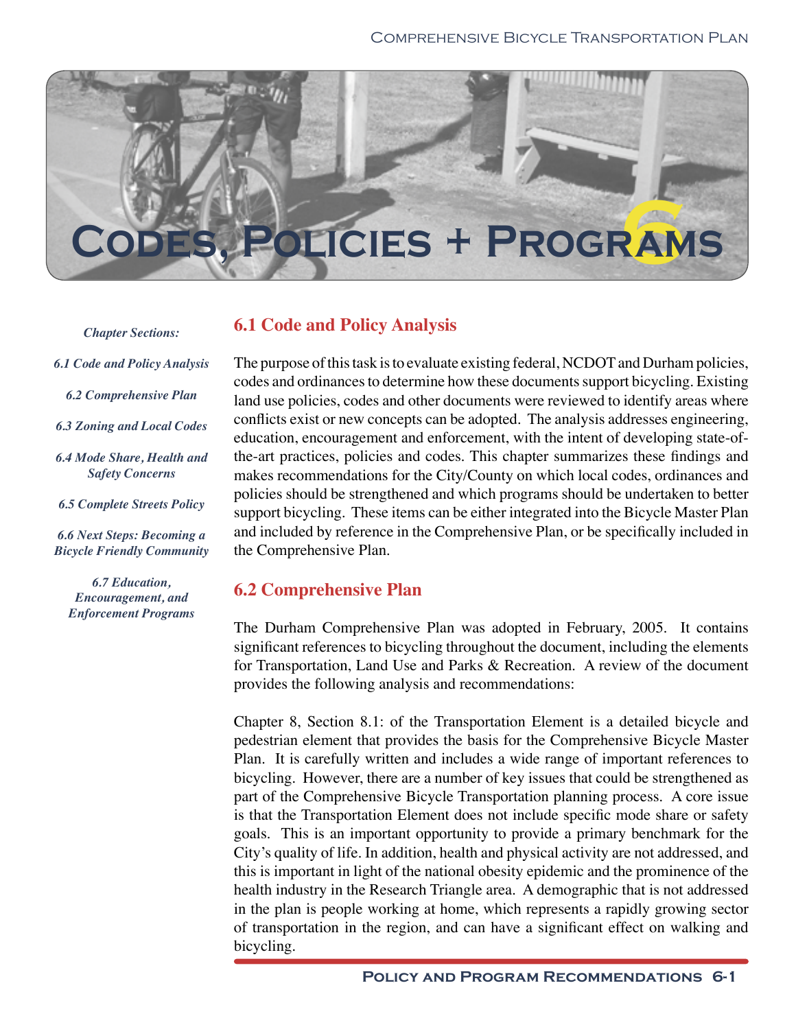# Codes, Policies + Programs 6

*Chapter Sections:*

*6.1 Code and Policy Analysis*

*6.2 Comprehensive Plan*

*6.3 Zoning and Local Codes*

*6.4 Mode Share, Health and Safety Concerns*

*6.5 Complete Streets Policy*

*6.6 Next Steps: Becoming a Bicycle Friendly Community*

*6.7 Education, Encouragement, and Enforcement Programs*

## 6.1 Code and Policy Analysis

The purpose of this task is to evaluate existing federal, NCDOT and Durham policies, codes and ordinances to determine how these documents support bicycling. Existing land use policies, codes and other documents were reviewed to identify areas where conflicts exist or new concepts can be adopted. The analysis addresses engineering, education, encouragement and enforcement, with the intent of developing state-of-the-art practices, policies and codes. This chapter summarizes these findings and makes recommendations for the City/County on which local codes, ordinances and policies should be strengthened and which programs should be undertaken to better support bicycling. These items can be either integrated into the Bicycle Master Plan and included by reference in the Comprehensive Plan, or be specifically included in the Comprehensive Plan.

## 6.2 Comprehensive Plan

The Durham Comprehensive Plan was adopted in February, 2005. It contains significant references to bicycling throughout the document, including the elements for Transportation, Land Use and Parks & Recreation. A review of the document provides the following analysis and recommendations:

Chapter 8, Section 8.1: of the Transportation Element is a detailed bicycle and pedestrian element that provides the basis for the Comprehensive Bicycle Master Plan. It is carefully written and includes a wide range of important references to bicycling. However, there are a number of key issues that could be strengthened as part of the Comprehensive Bicycle Transportation planning process. A core issue is that the Transportation Element does not include specific mode share or safety goals. This is an important opportunity to provide a primary benchmark for the City's quality of life. In addition, health and physical activity are not addressed, and this is important in light of the national obesity epidemic and the prominence of the health industry in the Research Triangle area. A demographic that is not addressed in the plan is people working at home, which represents a rapidly growing sector of transportation in the region, and can have a significant effect on walking and bicycling.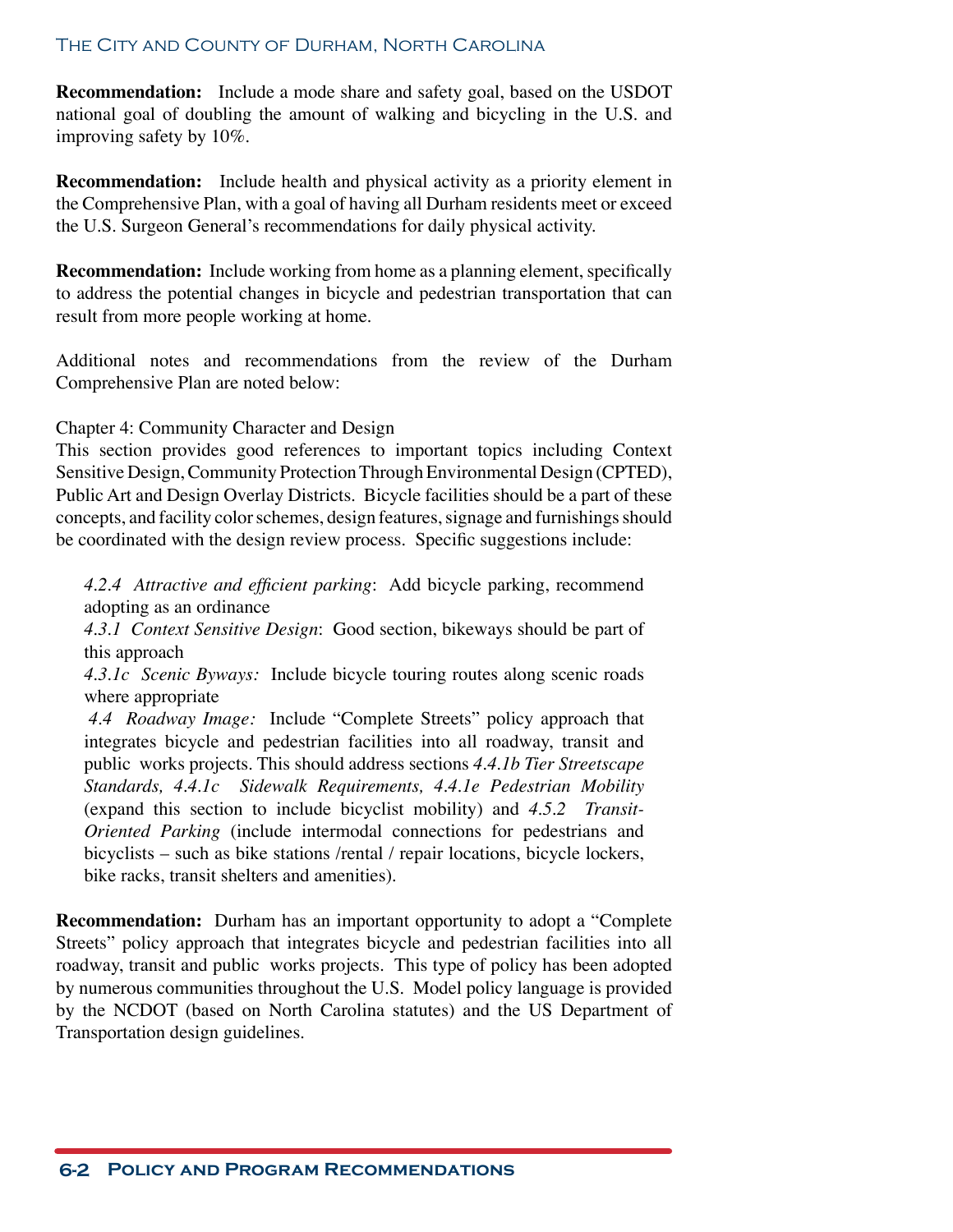**Recommendation:** Include a mode share and safety goal, based on the USDOT national goal of doubling the amount of walking and bicycling in the U.S. and improving safety by 10%.

**Recommendation:** Include health and physical activity as a priority element in the Comprehensive Plan, with a goal of having all Durham residents meet or exceed the U.S. Surgeon General's recommendations for daily physical activity.

**Recommendation:** Include working from home as a planning element, specifically to address the potential changes in bicycle and pedestrian transportation that can result from more people working at home.

Additional notes and recommendations from the review of the Durham Comprehensive Plan are noted below:

Chapter 4: Community Character and Design
This section provides good references to important topics including Context Sensitive Design, Community Protection Through Environmental Design (CPTED), Public Art and Design Overlay Districts. Bicycle facilities should be a part of these concepts, and facility color schemes, design features, signage and furnishings should be coordinated with the design review process. Specific suggestions include:

> *4.2.4 Attractive and efficient parking*: Add bicycle parking, recommend adopting as an ordinance
> *4.3.1 Context Sensitive Design*: Good section, bikeways should be part of this approach
> *4.3.1c Scenic Byways:* Include bicycle touring routes along scenic roads where appropriate
> *4.4 Roadway Image:* Include "Complete Streets" policy approach that integrates bicycle and pedestrian facilities into all roadway, transit and public works projects. This should address sections *4.4.1b Tier Streetscape Standards, 4.4.1c Sidewalk Requirements, 4.4.1e Pedestrian Mobility* (expand this section to include bicyclist mobility) and *4.5.2 Transit-Oriented Parking* (include intermodal connections for pedestrians and bicyclists – such as bike stations /rental / repair locations, bicycle lockers, bike racks, transit shelters and amenities).

**Recommendation:** Durham has an important opportunity to adopt a "Complete Streets" policy approach that integrates bicycle and pedestrian facilities into all roadway, transit and public works projects. This type of policy has been adopted by numerous communities throughout the U.S. Model policy language is provided by the NCDOT (based on North Carolina statutes) and the US Department of Transportation design guidelines.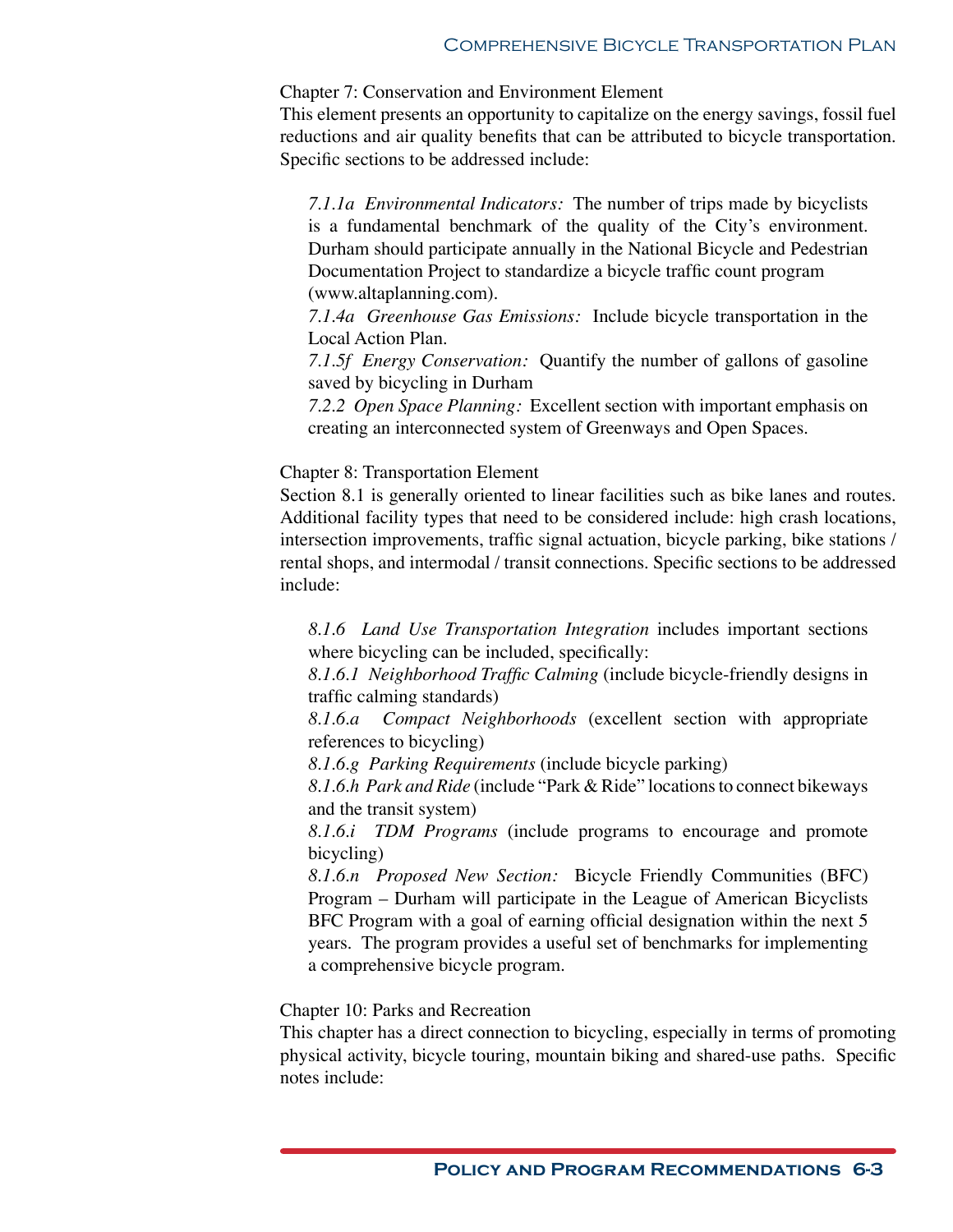Chapter 7: Conservation and Environment Element
This element presents an opportunity to capitalize on the energy savings, fossil fuel reductions and air quality benefits that can be attributed to bicycle transportation. Specific sections to be addressed include:

> *7.1.1a Environmental Indicators:* The number of trips made by bicyclists is a fundamental benchmark of the quality of the City's environment. Durham should participate annually in the National Bicycle and Pedestrian Documentation Project to standardize a bicycle traffic count program (www.altaplanning.com).
> *7.1.4a Greenhouse Gas Emissions:* Include bicycle transportation in the Local Action Plan.
> *7.1.5f Energy Conservation:* Quantify the number of gallons of gasoline saved by bicycling in Durham
> *7.2.2 Open Space Planning:* Excellent section with important emphasis on creating an interconnected system of Greenways and Open Spaces.

Chapter 8: Transportation Element
Section 8.1 is generally oriented to linear facilities such as bike lanes and routes. Additional facility types that need to be considered include: high crash locations, intersection improvements, traffic signal actuation, bicycle parking, bike stations / rental shops, and intermodal / transit connections. Specific sections to be addressed include:

> *8.1.6 Land Use Transportation Integration* includes important sections where bicycling can be included, specifically:
> *8.1.6.1 Neighborhood Traffic Calming* (include bicycle-friendly designs in traffic calming standards)
> *8.1.6.a Compact Neighborhoods* (excellent section with appropriate references to bicycling)
> *8.1.6.g Parking Requirements* (include bicycle parking)
> *8.1.6.h Park and Ride* (include "Park & Ride" locations to connect bikeways and the transit system)
> *8.1.6.i TDM Programs* (include programs to encourage and promote bicycling)
> *8.1.6.n Proposed New Section:* Bicycle Friendly Communities (BFC) Program – Durham will participate in the League of American Bicyclists BFC Program with a goal of earning official designation within the next 5 years. The program provides a useful set of benchmarks for implementing a comprehensive bicycle program.

Chapter 10: Parks and Recreation
This chapter has a direct connection to bicycling, especially in terms of promoting physical activity, bicycle touring, mountain biking and shared-use paths. Specific notes include: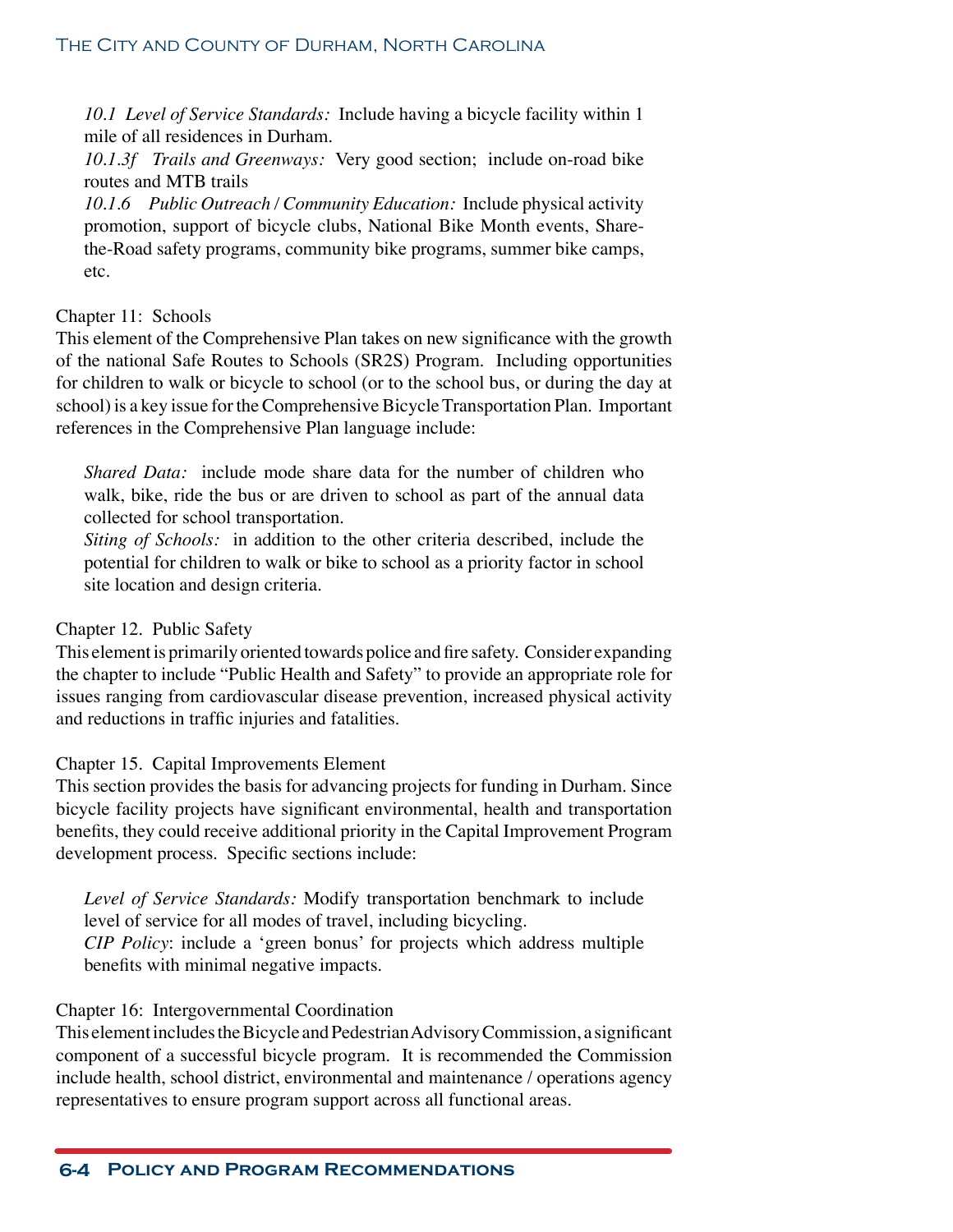*10.1 Level of Service Standards:* Include having a bicycle facility within 1 mile of all residences in Durham.
*10.1.3f Trails and Greenways:* Very good section; include on-road bike routes and MTB trails
*10.1.6 Public Outreach / Community Education:* Include physical activity promotion, support of bicycle clubs, National Bike Month events, Share-the-Road safety programs, community bike programs, summer bike camps, etc.

Chapter 11: Schools
This element of the Comprehensive Plan takes on new significance with the growth of the national Safe Routes to Schools (SR2S) Program. Including opportunities for children to walk or bicycle to school (or to the school bus, or during the day at school) is a key issue for the Comprehensive Bicycle Transportation Plan. Important references in the Comprehensive Plan language include:

*Shared Data:* include mode share data for the number of children who walk, bike, ride the bus or are driven to school as part of the annual data collected for school transportation.
*Siting of Schools:* in addition to the other criteria described, include the potential for children to walk or bike to school as a priority factor in school site location and design criteria.

Chapter 12. Public Safety
This element is primarily oriented towards police and fire safety. Consider expanding the chapter to include "Public Health and Safety" to provide an appropriate role for issues ranging from cardiovascular disease prevention, increased physical activity and reductions in traffic injuries and fatalities.

Chapter 15. Capital Improvements Element
This section provides the basis for advancing projects for funding in Durham. Since bicycle facility projects have significant environmental, health and transportation benefits, they could receive additional priority in the Capital Improvement Program development process. Specific sections include:

*Level of Service Standards:* Modify transportation benchmark to include level of service for all modes of travel, including bicycling.
*CIP Policy*: include a 'green bonus' for projects which address multiple benefits with minimal negative impacts.

Chapter 16: Intergovernmental Coordination
This element includes the Bicycle and Pedestrian Advisory Commission, a significant component of a successful bicycle program. It is recommended the Commission include health, school district, environmental and maintenance / operations agency representatives to ensure program support across all functional areas.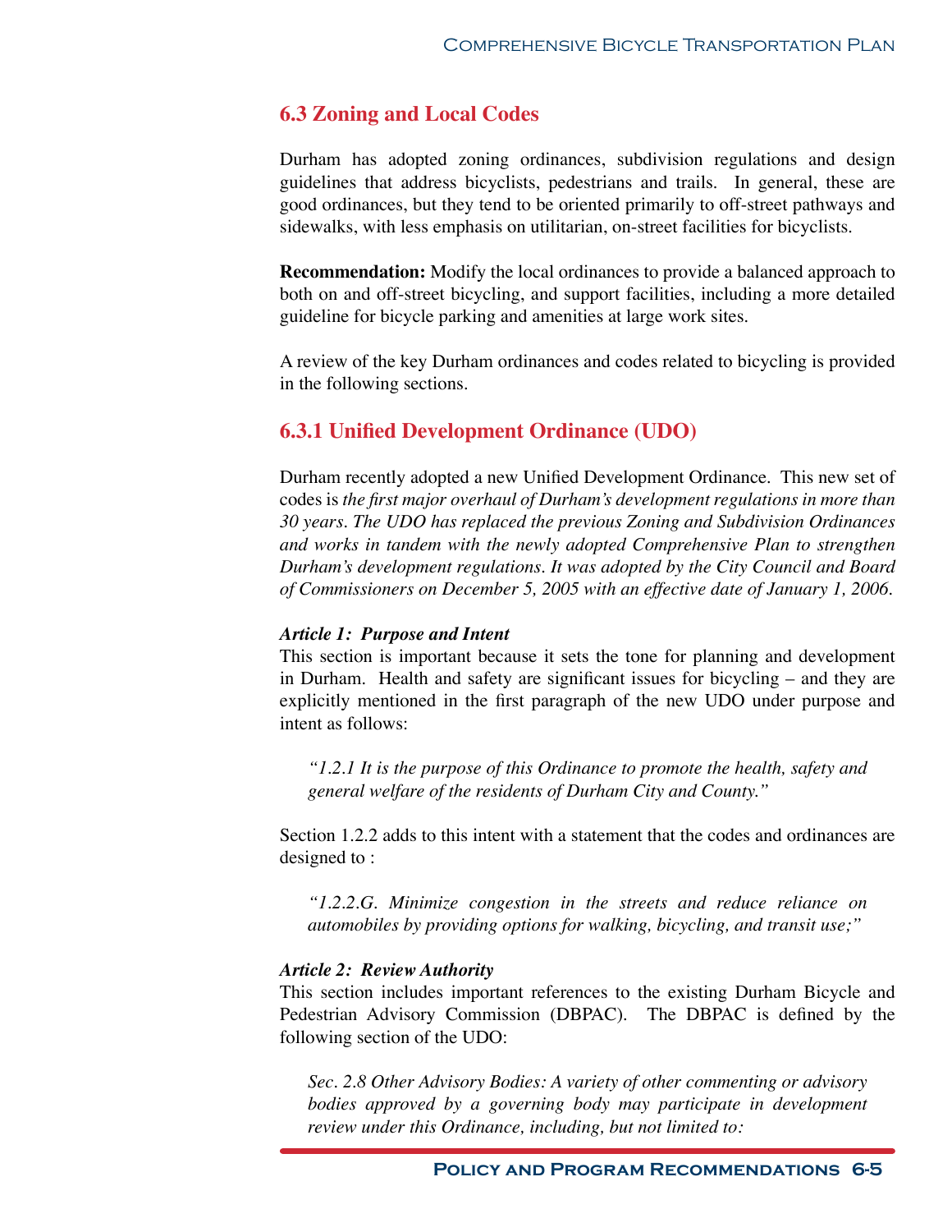## 6.3 Zoning and Local Codes

Durham has adopted zoning ordinances, subdivision regulations and design guidelines that address bicyclists, pedestrians and trails. In general, these are good ordinances, but they tend to be oriented primarily to off-street pathways and sidewalks, with less emphasis on utilitarian, on-street facilities for bicyclists.

**Recommendation:** Modify the local ordinances to provide a balanced approach to both on and off-street bicycling, and support facilities, including a more detailed guideline for bicycle parking and amenities at large work sites.

A review of the key Durham ordinances and codes related to bicycling is provided in the following sections.

### 6.3.1 Unified Development Ordinance (UDO)

Durham recently adopted a new Unified Development Ordinance. This new set of codes is *the first major overhaul of Durham's development regulations in more than 30 years. The UDO has replaced the previous Zoning and Subdivision Ordinances and works in tandem with the newly adopted Comprehensive Plan to strengthen Durham's development regulations. It was adopted by the City Council and Board of Commissioners on December 5, 2005 with an effective date of January 1, 2006.*

***Article 1: Purpose and Intent***

This section is important because it sets the tone for planning and development in Durham. Health and safety are significant issues for bicycling – and they are explicitly mentioned in the first paragraph of the new UDO under purpose and intent as follows:

> *"1.2.1 It is the purpose of this Ordinance to promote the health, safety and general welfare of the residents of Durham City and County."*

Section 1.2.2 adds to this intent with a statement that the codes and ordinances are designed to :

> *"1.2.2.G. Minimize congestion in the streets and reduce reliance on automobiles by providing options for walking, bicycling, and transit use;"*

***Article 2: Review Authority***

This section includes important references to the existing Durham Bicycle and Pedestrian Advisory Commission (DBPAC). The DBPAC is defined by the following section of the UDO:

> *Sec. 2.8 Other Advisory Bodies: A variety of other commenting or advisory bodies approved by a governing body may participate in development review under this Ordinance, including, but not limited to:*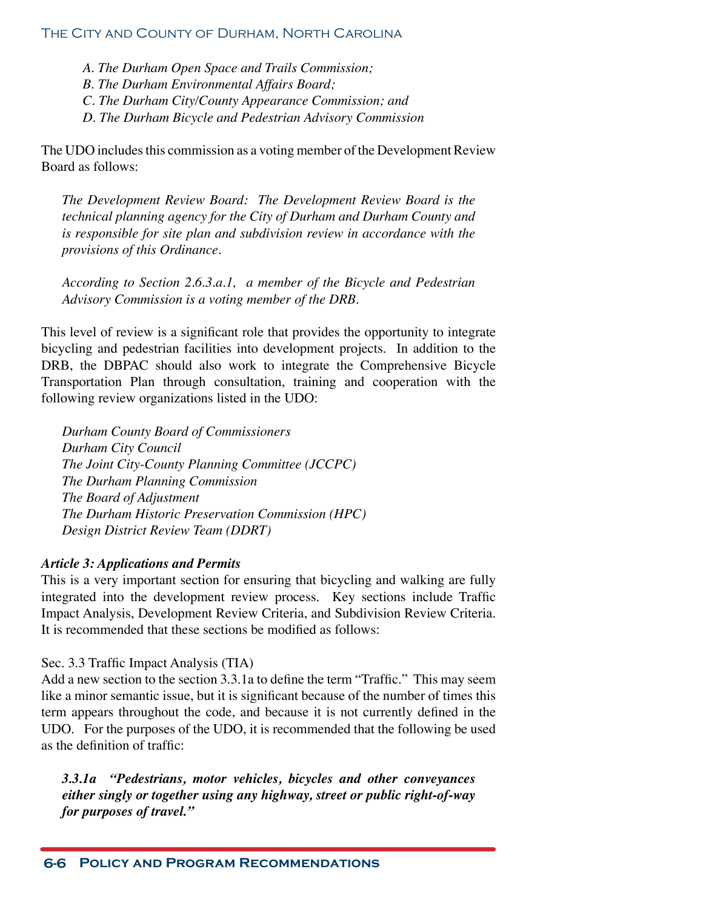*A. The Durham Open Space and Trails Commission;*
*B. The Durham Environmental Affairs Board;*
*C. The Durham City/County Appearance Commission; and*
*D. The Durham Bicycle and Pedestrian Advisory Commission*

The UDO includes this commission as a voting member of the Development Review Board as follows:

*The Development Review Board: The Development Review Board is the technical planning agency for the City of Durham and Durham County and is responsible for site plan and subdivision review in accordance with the provisions of this Ordinance.*

*According to Section 2.6.3.a.1, a member of the Bicycle and Pedestrian Advisory Commission is a voting member of the DRB.*

This level of review is a significant role that provides the opportunity to integrate bicycling and pedestrian facilities into development projects. In addition to the DRB, the DBPAC should also work to integrate the Comprehensive Bicycle Transportation Plan through consultation, training and cooperation with the following review organizations listed in the UDO:

*Durham County Board of Commissioners*
*Durham City Council*
*The Joint City-County Planning Committee (JCCPC)*
*The Durham Planning Commission*
*The Board of Adjustment*
*The Durham Historic Preservation Commission (HPC)*
*Design District Review Team (DDRT)*

***Article 3: Applications and Permits***

This is a very important section for ensuring that bicycling and walking are fully integrated into the development review process. Key sections include Traffic Impact Analysis, Development Review Criteria, and Subdivision Review Criteria. It is recommended that these sections be modified as follows:

Sec. 3.3 Traffic Impact Analysis (TIA)

Add a new section to the section 3.3.1a to define the term "Traffic." This may seem like a minor semantic issue, but it is significant because of the number of times this term appears throughout the code, and because it is not currently defined in the UDO. For the purposes of the UDO, it is recommended that the following be used as the definition of traffic:

***3.3.1a "Pedestrians, motor vehicles, bicycles and other conveyances either singly or together using any highway, street or public right-of-way for purposes of travel."***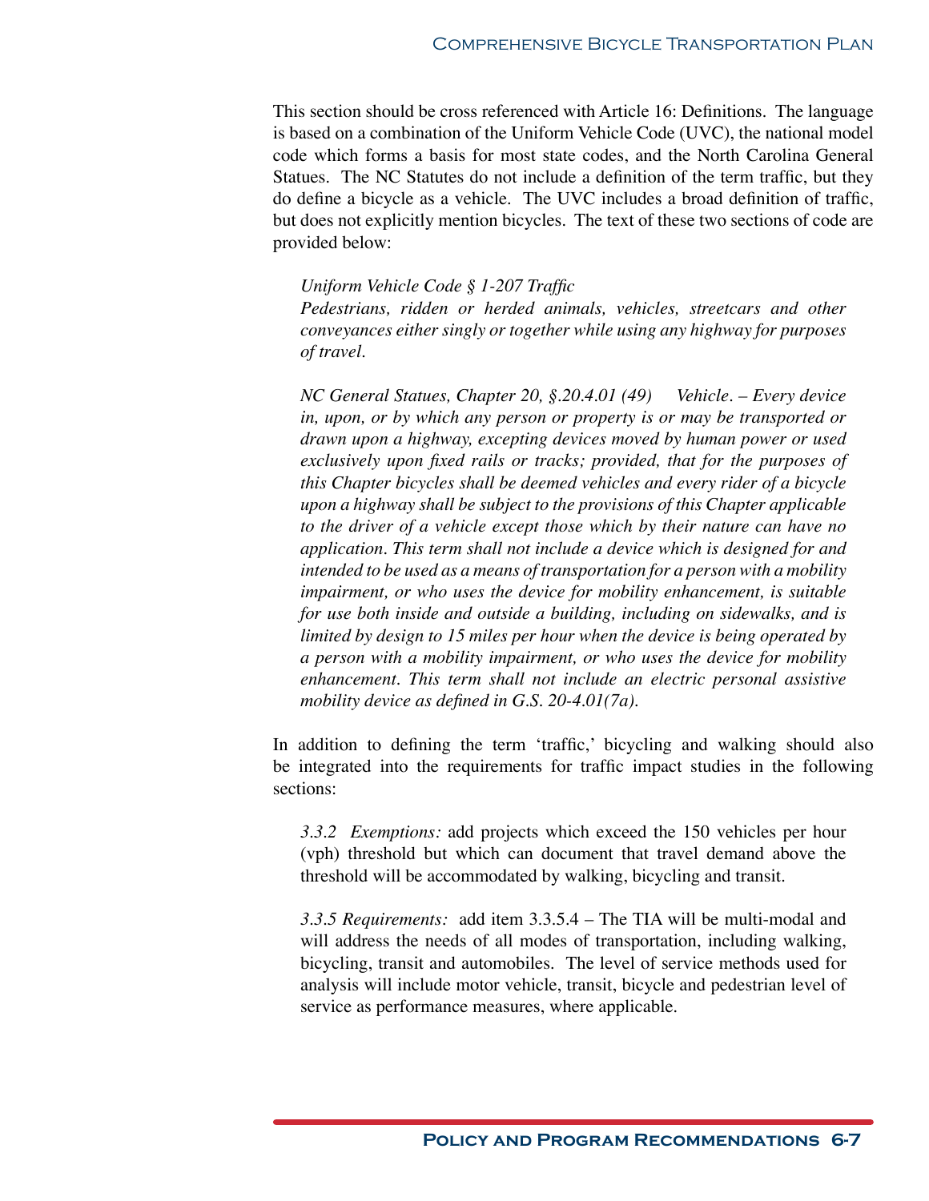This section should be cross referenced with Article 16: Definitions. The language is based on a combination of the Uniform Vehicle Code (UVC), the national model code which forms a basis for most state codes, and the North Carolina General Statues. The NC Statutes do not include a definition of the term traffic, but they do define a bicycle as a vehicle. The UVC includes a broad definition of traffic, but does not explicitly mention bicycles. The text of these two sections of code are provided below:

> *Uniform Vehicle Code § 1-207 Traffic*
> *Pedestrians, ridden or herded animals, vehicles, streetcars and other conveyances either singly or together while using any highway for purposes of travel.*

> *NC General Statues, Chapter 20, §.20.4.01 (49) Vehicle. – Every device in, upon, or by which any person or property is or may be transported or drawn upon a highway, excepting devices moved by human power or used exclusively upon fixed rails or tracks; provided, that for the purposes of this Chapter bicycles shall be deemed vehicles and every rider of a bicycle upon a highway shall be subject to the provisions of this Chapter applicable to the driver of a vehicle except those which by their nature can have no application. This term shall not include a device which is designed for and intended to be used as a means of transportation for a person with a mobility impairment, or who uses the device for mobility enhancement, is suitable for use both inside and outside a building, including on sidewalks, and is limited by design to 15 miles per hour when the device is being operated by a person with a mobility impairment, or who uses the device for mobility enhancement. This term shall not include an electric personal assistive mobility device as defined in G.S. 20-4.01(7a).*

In addition to defining the term 'traffic,' bicycling and walking should also be integrated into the requirements for traffic impact studies in the following sections:

> *3.3.2 Exemptions:* add projects which exceed the 150 vehicles per hour (vph) threshold but which can document that travel demand above the threshold will be accommodated by walking, bicycling and transit.

> *3.3.5 Requirements:* add item 3.3.5.4 – The TIA will be multi-modal and will address the needs of all modes of transportation, including walking, bicycling, transit and automobiles. The level of service methods used for analysis will include motor vehicle, transit, bicycle and pedestrian level of service as performance measures, where applicable.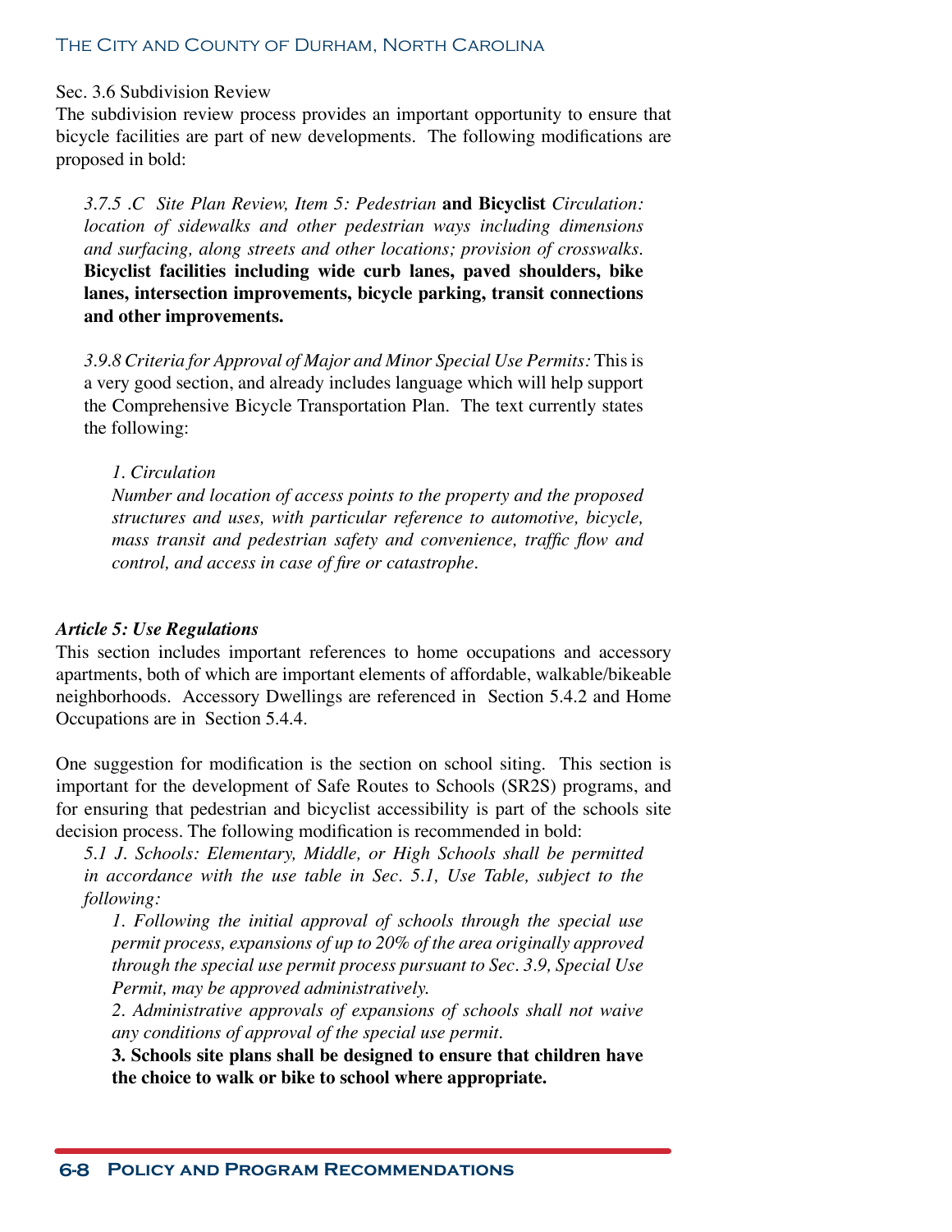Sec. 3.6 Subdivision Review

The subdivision review process provides an important opportunity to ensure that bicycle facilities are part of new developments. The following modifications are proposed in bold:

> *3.7.5 .C Site Plan Review, Item 5: Pedestrian* **and Bicyclist** *Circulation: location of sidewalks and other pedestrian ways including dimensions and surfacing, along streets and other locations; provision of crosswalks.* **Bicyclist facilities including wide curb lanes, paved shoulders, bike lanes, intersection improvements, bicycle parking, transit connections and other improvements.**
>
> *3.9.8 Criteria for Approval of Major and Minor Special Use Permits:* This is a very good section, and already includes language which will help support the Comprehensive Bicycle Transportation Plan. The text currently states the following:
>
> > *1. Circulation*
> > *Number and location of access points to the property and the proposed structures and uses, with particular reference to automotive, bicycle, mass transit and pedestrian safety and convenience, traffic flow and control, and access in case of fire or catastrophe.*

***Article 5: Use Regulations***

This section includes important references to home occupations and accessory apartments, both of which are important elements of affordable, walkable/bikeable neighborhoods. Accessory Dwellings are referenced in Section 5.4.2 and Home Occupations are in Section 5.4.4.

One suggestion for modification is the section on school siting. This section is important for the development of Safe Routes to Schools (SR2S) programs, and for ensuring that pedestrian and bicyclist accessibility is part of the schools site decision process. The following modification is recommended in bold:

> *5.1 J. Schools: Elementary, Middle, or High Schools shall be permitted in accordance with the use table in Sec. 5.1, Use Table, subject to the following:*
>
> > *1. Following the initial approval of schools through the special use permit process, expansions of up to 20% of the area originally approved through the special use permit process pursuant to Sec. 3.9, Special Use Permit, may be approved administratively.*
> > *2. Administrative approvals of expansions of schools shall not waive any conditions of approval of the special use permit.*
> > **3. Schools site plans shall be designed to ensure that children have the choice to walk or bike to school where appropriate.**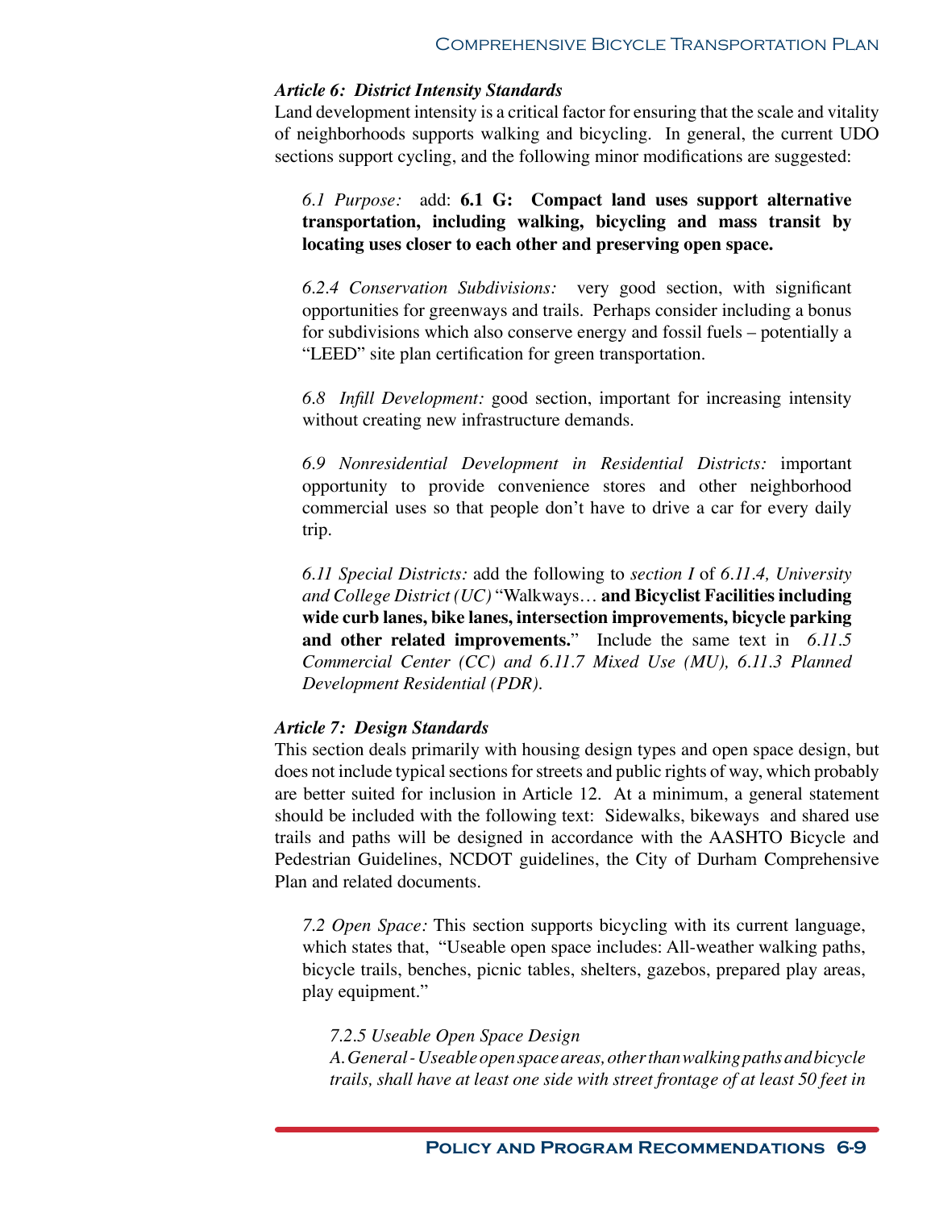***Article 6: District Intensity Standards***

Land development intensity is a critical factor for ensuring that the scale and vitality of neighborhoods supports walking and bicycling. In general, the current UDO sections support cycling, and the following minor modifications are suggested:

> *6.1 Purpose:* add: **6.1 G: Compact land uses support alternative transportation, including walking, bicycling and mass transit by locating uses closer to each other and preserving open space.**
>
> *6.2.4 Conservation Subdivisions:* very good section, with significant opportunities for greenways and trails. Perhaps consider including a bonus for subdivisions which also conserve energy and fossil fuels – potentially a "LEED" site plan certification for green transportation.
>
> *6.8 Infill Development:* good section, important for increasing intensity without creating new infrastructure demands.
>
> *6.9 Nonresidential Development in Residential Districts:* important opportunity to provide convenience stores and other neighborhood commercial uses so that people don't have to drive a car for every daily trip.
>
> *6.11 Special Districts:* add the following to *section I* of *6.11.4, University and College District (UC)* "Walkways… **and Bicyclist Facilities including wide curb lanes, bike lanes, intersection improvements, bicycle parking and other related improvements.**" Include the same text in *6.11.5 Commercial Center (CC) and 6.11.7 Mixed Use (MU), 6.11.3 Planned Development Residential (PDR).*

***Article 7: Design Standards***

This section deals primarily with housing design types and open space design, but does not include typical sections for streets and public rights of way, which probably are better suited for inclusion in Article 12. At a minimum, a general statement should be included with the following text: Sidewalks, bikeways and shared use trails and paths will be designed in accordance with the AASHTO Bicycle and Pedestrian Guidelines, NCDOT guidelines, the City of Durham Comprehensive Plan and related documents.

> *7.2 Open Space:* This section supports bicycling with its current language, which states that, "Useable open space includes: All-weather walking paths, bicycle trails, benches, picnic tables, shelters, gazebos, prepared play areas, play equipment."
>
> > *7.2.5 Useable Open Space Design*
> > *A. General - Useable open space areas, other than walking paths and bicycle trails, shall have at least one side with street frontage of at least 50 feet in*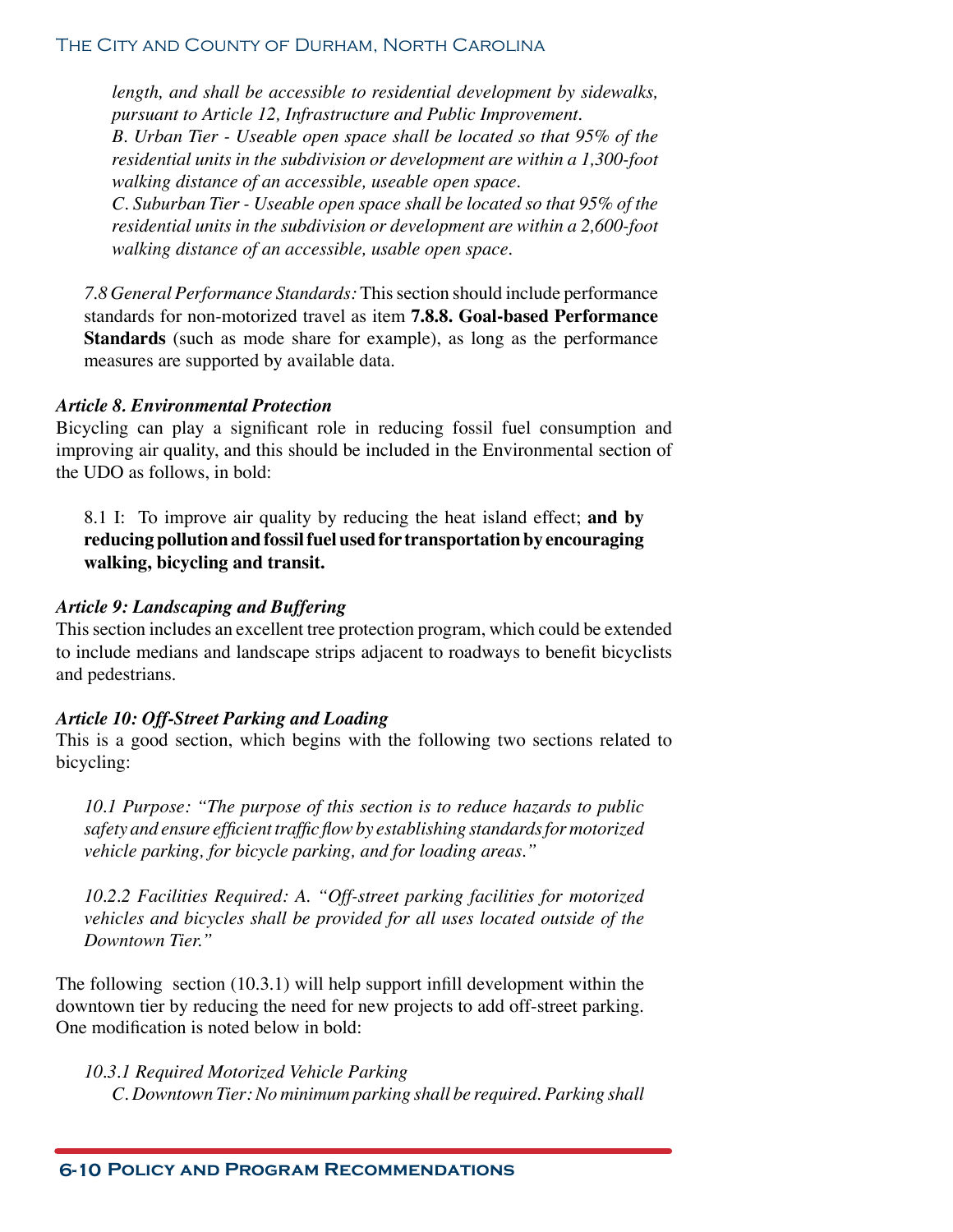*length, and shall be accessible to residential development by sidewalks, pursuant to Article 12, Infrastructure and Public Improvement.*

*B. Urban Tier - Useable open space shall be located so that 95% of the residential units in the subdivision or development are within a 1,300-foot walking distance of an accessible, useable open space.*

*C. Suburban Tier - Useable open space shall be located so that 95% of the residential units in the subdivision or development are within a 2,600-foot walking distance of an accessible, usable open space.*

*7.8 General Performance Standards:* This section should include performance standards for non-motorized travel as item **7.8.8. Goal-based Performance Standards** (such as mode share for example), as long as the performance measures are supported by available data.

***Article 8. Environmental Protection***

Bicycling can play a significant role in reducing fossil fuel consumption and improving air quality, and this should be included in the Environmental section of the UDO as follows, in bold:

8.1 I: To improve air quality by reducing the heat island effect; **and by reducing pollution and fossil fuel used for transportation by encouraging walking, bicycling and transit.**

***Article 9: Landscaping and Buffering***

This section includes an excellent tree protection program, which could be extended to include medians and landscape strips adjacent to roadways to benefit bicyclists and pedestrians.

***Article 10: Off-Street Parking and Loading***

This is a good section, which begins with the following two sections related to bicycling:

*10.1 Purpose: "The purpose of this section is to reduce hazards to public safety and ensure efficient traffic flow by establishing standards for motorized vehicle parking, for bicycle parking, and for loading areas."*

*10.2.2 Facilities Required: A. "Off-street parking facilities for motorized vehicles and bicycles shall be provided for all uses located outside of the Downtown Tier."*

The following section (10.3.1) will help support infill development within the downtown tier by reducing the need for new projects to add off-street parking. One modification is noted below in bold:

*10.3.1 Required Motorized Vehicle Parking*

*C. Downtown Tier: No minimum parking shall be required. Parking shall*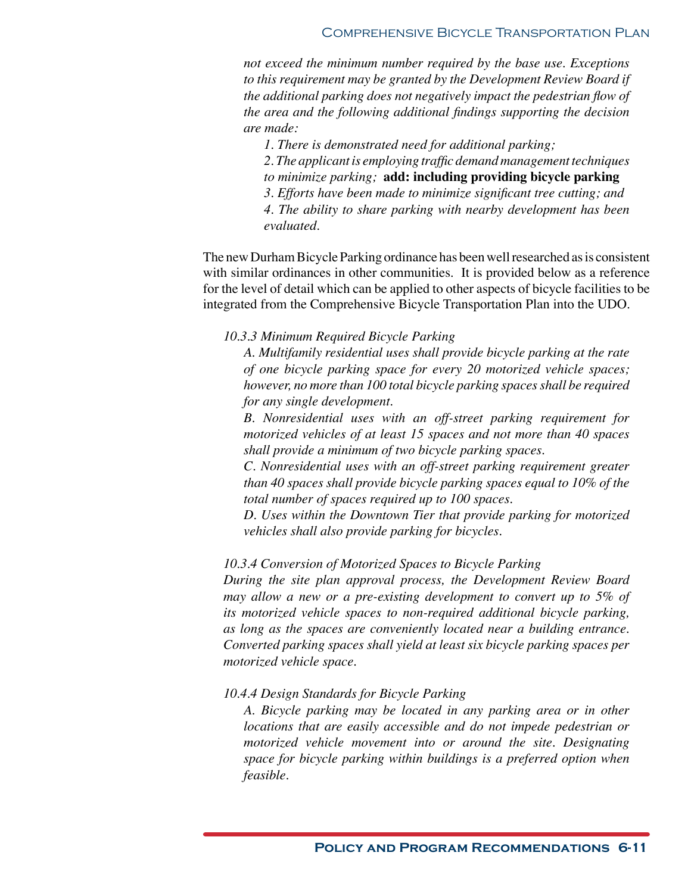*not exceed the minimum number required by the base use. Exceptions to this requirement may be granted by the Development Review Board if the additional parking does not negatively impact the pedestrian flow of the area and the following additional findings supporting the decision are made:*

*1. There is demonstrated need for additional parking;*

*2. The applicant is employing traffic demand management techniques to minimize parking;* **add: including providing bicycle parking**

*3. Efforts have been made to minimize significant tree cutting; and*

*4. The ability to share parking with nearby development has been evaluated.*

The new Durham Bicycle Parking ordinance has been well researched as is consistent with similar ordinances in other communities. It is provided below as a reference for the level of detail which can be applied to other aspects of bicycle facilities to be integrated from the Comprehensive Bicycle Transportation Plan into the UDO.

*10.3.3 Minimum Required Bicycle Parking*

*A. Multifamily residential uses shall provide bicycle parking at the rate of one bicycle parking space for every 20 motorized vehicle spaces; however, no more than 100 total bicycle parking spaces shall be required for any single development.*

*B. Nonresidential uses with an off-street parking requirement for motorized vehicles of at least 15 spaces and not more than 40 spaces shall provide a minimum of two bicycle parking spaces.*

*C. Nonresidential uses with an off-street parking requirement greater than 40 spaces shall provide bicycle parking spaces equal to 10% of the total number of spaces required up to 100 spaces.*

*D. Uses within the Downtown Tier that provide parking for motorized vehicles shall also provide parking for bicycles.*

*10.3.4 Conversion of Motorized Spaces to Bicycle Parking*

*During the site plan approval process, the Development Review Board may allow a new or a pre-existing development to convert up to 5% of its motorized vehicle spaces to non-required additional bicycle parking, as long as the spaces are conveniently located near a building entrance. Converted parking spaces shall yield at least six bicycle parking spaces per motorized vehicle space.*

*10.4.4 Design Standards for Bicycle Parking*

*A. Bicycle parking may be located in any parking area or in other locations that are easily accessible and do not impede pedestrian or motorized vehicle movement into or around the site. Designating space for bicycle parking within buildings is a preferred option when feasible.*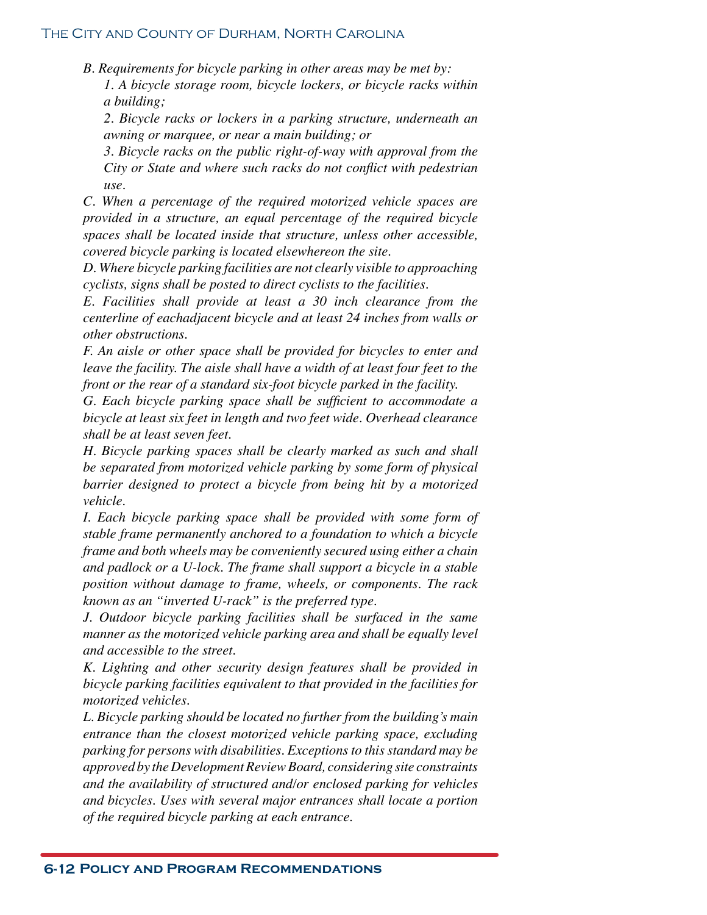*B. Requirements for bicycle parking in other areas may be met by:*

*1. A bicycle storage room, bicycle lockers, or bicycle racks within a building;*

*2. Bicycle racks or lockers in a parking structure, underneath an awning or marquee, or near a main building; or*

*3. Bicycle racks on the public right-of-way with approval from the City or State and where such racks do not conflict with pedestrian use.*

*C. When a percentage of the required motorized vehicle spaces are provided in a structure, an equal percentage of the required bicycle spaces shall be located inside that structure, unless other accessible, covered bicycle parking is located elsewhereon the site.*

*D. Where bicycle parking facilities are not clearly visible to approaching cyclists, signs shall be posted to direct cyclists to the facilities.*

*E. Facilities shall provide at least a 30 inch clearance from the centerline of eachadjacent bicycle and at least 24 inches from walls or other obstructions.*

*F. An aisle or other space shall be provided for bicycles to enter and leave the facility. The aisle shall have a width of at least four feet to the front or the rear of a standard six-foot bicycle parked in the facility.*

*G. Each bicycle parking space shall be sufficient to accommodate a bicycle at least six feet in length and two feet wide. Overhead clearance shall be at least seven feet.*

*H. Bicycle parking spaces shall be clearly marked as such and shall be separated from motorized vehicle parking by some form of physical barrier designed to protect a bicycle from being hit by a motorized vehicle.*

*I. Each bicycle parking space shall be provided with some form of stable frame permanently anchored to a foundation to which a bicycle frame and both wheels may be conveniently secured using either a chain and padlock or a U-lock. The frame shall support a bicycle in a stable position without damage to frame, wheels, or components. The rack known as an "inverted U-rack" is the preferred type.*

*J. Outdoor bicycle parking facilities shall be surfaced in the same manner as the motorized vehicle parking area and shall be equally level and accessible to the street.*

*K. Lighting and other security design features shall be provided in bicycle parking facilities equivalent to that provided in the facilities for motorized vehicles.*

*L. Bicycle parking should be located no further from the building's main entrance than the closest motorized vehicle parking space, excluding parking for persons with disabilities. Exceptions to this standard may be approved by the Development Review Board, considering site constraints and the availability of structured and/or enclosed parking for vehicles and bicycles. Uses with several major entrances shall locate a portion of the required bicycle parking at each entrance.*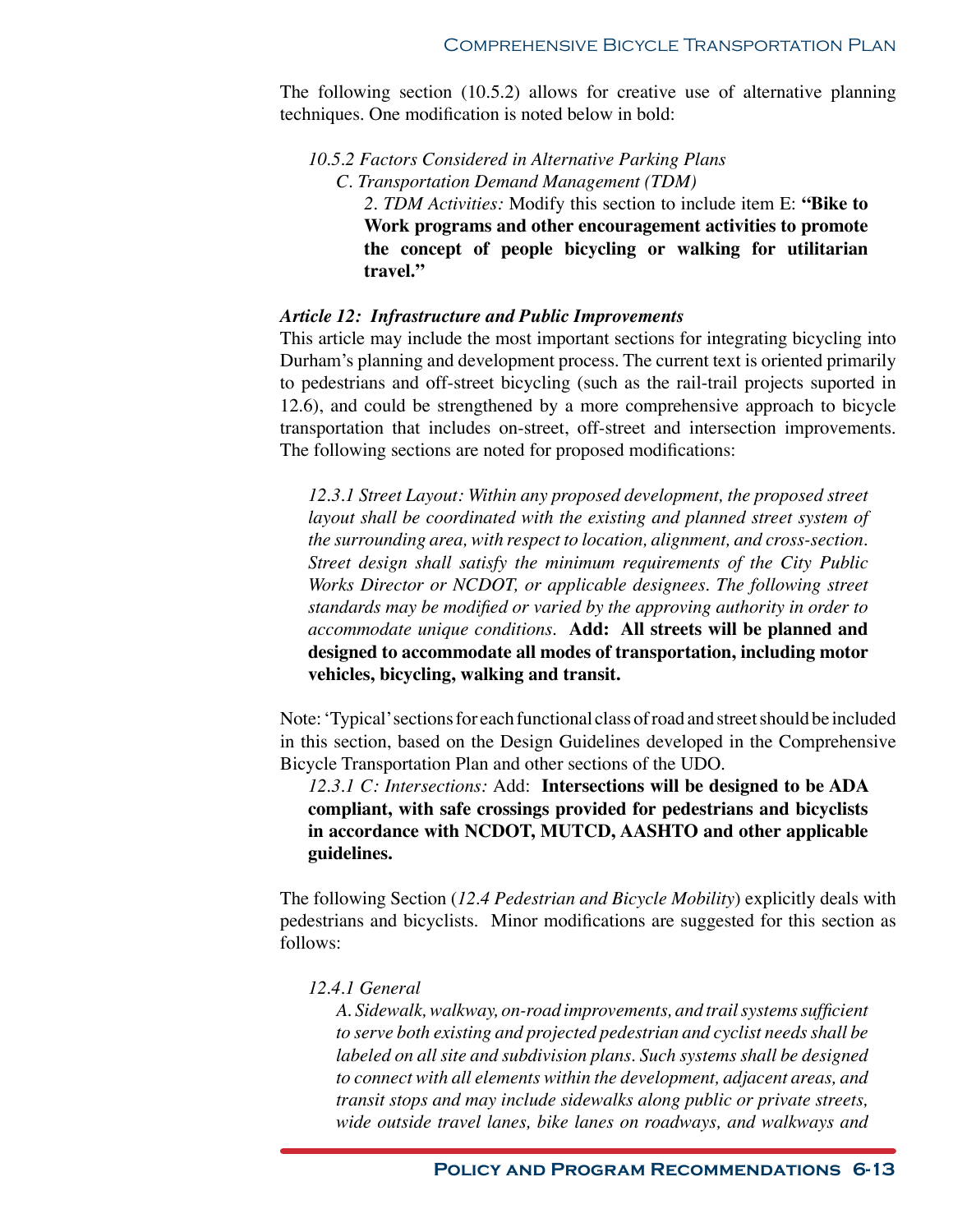The following section (10.5.2) allows for creative use of alternative planning techniques. One modification is noted below in bold:

> *10.5.2 Factors Considered in Alternative Parking Plans*
>
> *C. Transportation Demand Management (TDM)*
>
> *2. TDM Activities:* Modify this section to include item E: **"Bike to Work programs and other encouragement activities to promote the concept of people bicycling or walking for utilitarian travel."**

***Article 12: Infrastructure and Public Improvements***

This article may include the most important sections for integrating bicycling into Durham's planning and development process. The current text is oriented primarily to pedestrians and off-street bicycling (such as the rail-trail projects suported in 12.6), and could be strengthened by a more comprehensive approach to bicycle transportation that includes on-street, off-street and intersection improvements. The following sections are noted for proposed modifications:

> *12.3.1 Street Layout: Within any proposed development, the proposed street layout shall be coordinated with the existing and planned street system of the surrounding area, with respect to location, alignment, and cross-section. Street design shall satisfy the minimum requirements of the City Public Works Director or NCDOT, or applicable designees. The following street standards may be modified or varied by the approving authority in order to accommodate unique conditions.* **Add: All streets will be planned and designed to accommodate all modes of transportation, including motor vehicles, bicycling, walking and transit.**

Note: 'Typical' sections for each functional class of road and street should be included in this section, based on the Design Guidelines developed in the Comprehensive Bicycle Transportation Plan and other sections of the UDO.

> *12.3.1 C: Intersections:* Add: **Intersections will be designed to be ADA compliant, with safe crossings provided for pedestrians and bicyclists in accordance with NCDOT, MUTCD, AASHTO and other applicable guidelines.**

The following Section (*12.4 Pedestrian and Bicycle Mobility*) explicitly deals with pedestrians and bicyclists. Minor modifications are suggested for this section as follows:

> *12.4.1 General*
>
> *A. Sidewalk, walkway, on-road improvements, and trail systems sufficient to serve both existing and projected pedestrian and cyclist needs shall be labeled on all site and subdivision plans. Such systems shall be designed to connect with all elements within the development, adjacent areas, and transit stops and may include sidewalks along public or private streets, wide outside travel lanes, bike lanes on roadways, and walkways and*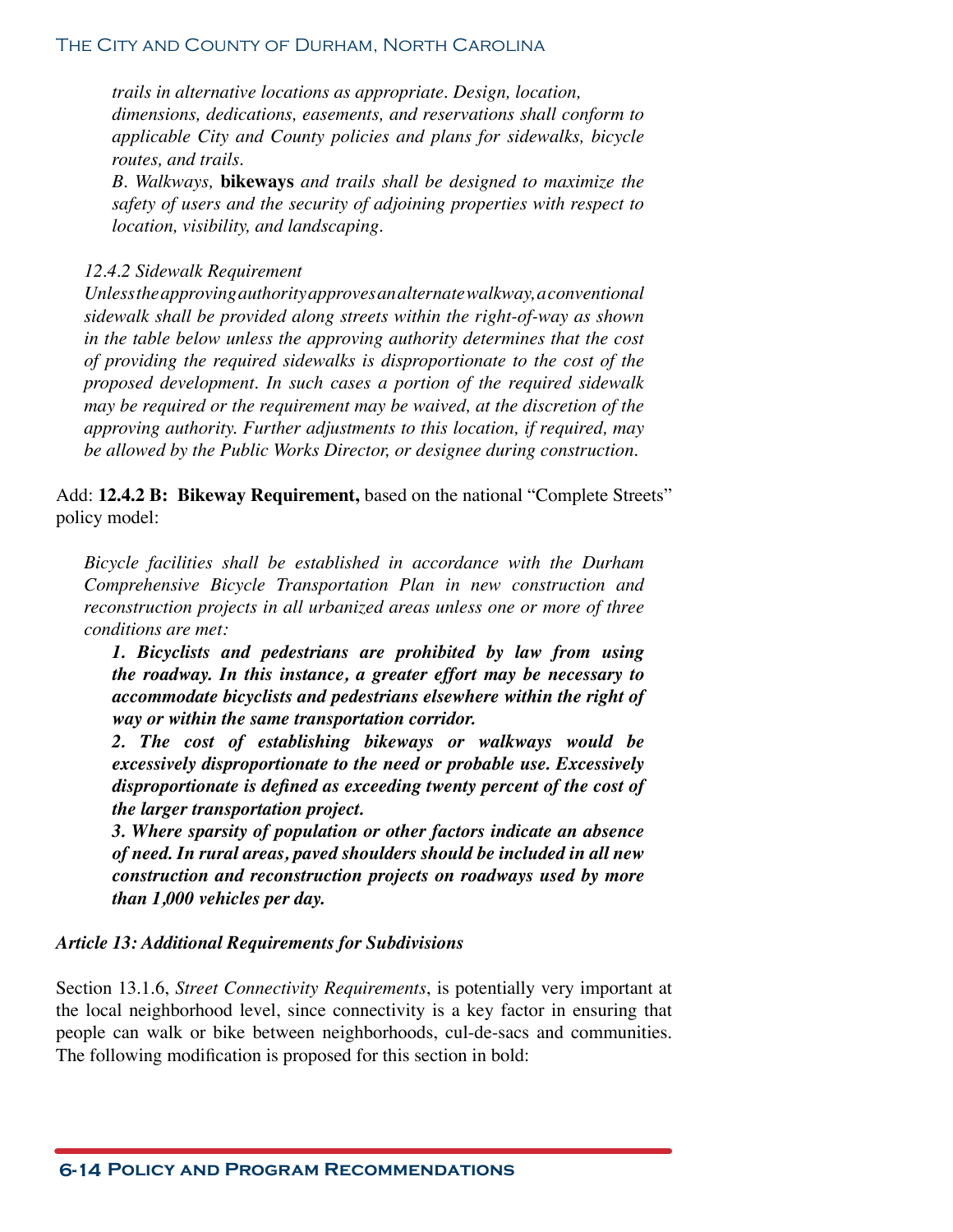*trails in alternative locations as appropriate. Design, location, dimensions, dedications, easements, and reservations shall conform to applicable City and County policies and plans for sidewalks, bicycle routes, and trails.*

*B. Walkways,* **bikeways** *and trails shall be designed to maximize the safety of users and the security of adjoining properties with respect to location, visibility, and landscaping.*

*12.4.2 Sidewalk Requirement*

*Unless the approving authority approves an alternate walkway, a conventional sidewalk shall be provided along streets within the right-of-way as shown in the table below unless the approving authority determines that the cost of providing the required sidewalks is disproportionate to the cost of the proposed development. In such cases a portion of the required sidewalk may be required or the requirement may be waived, at the discretion of the approving authority. Further adjustments to this location, if required, may be allowed by the Public Works Director, or designee during construction.*

Add: **12.4.2 B: Bikeway Requirement,** based on the national "Complete Streets" policy model:

*Bicycle facilities shall be established in accordance with the Durham Comprehensive Bicycle Transportation Plan in new construction and reconstruction projects in all urbanized areas unless one or more of three conditions are met:*

***1. Bicyclists and pedestrians are prohibited by law from using the roadway. In this instance, a greater effort may be necessary to accommodate bicyclists and pedestrians elsewhere within the right of way or within the same transportation corridor.***

***2. The cost of establishing bikeways or walkways would be excessively disproportionate to the need or probable use. Excessively disproportionate is defined as exceeding twenty percent of the cost of the larger transportation project.***

***3. Where sparsity of population or other factors indicate an absence of need. In rural areas, paved shoulders should be included in all new construction and reconstruction projects on roadways used by more than 1,000 vehicles per day.***

***Article 13: Additional Requirements for Subdivisions***

Section 13.1.6, *Street Connectivity Requirements*, is potentially very important at the local neighborhood level, since connectivity is a key factor in ensuring that people can walk or bike between neighborhoods, cul-de-sacs and communities. The following modification is proposed for this section in bold: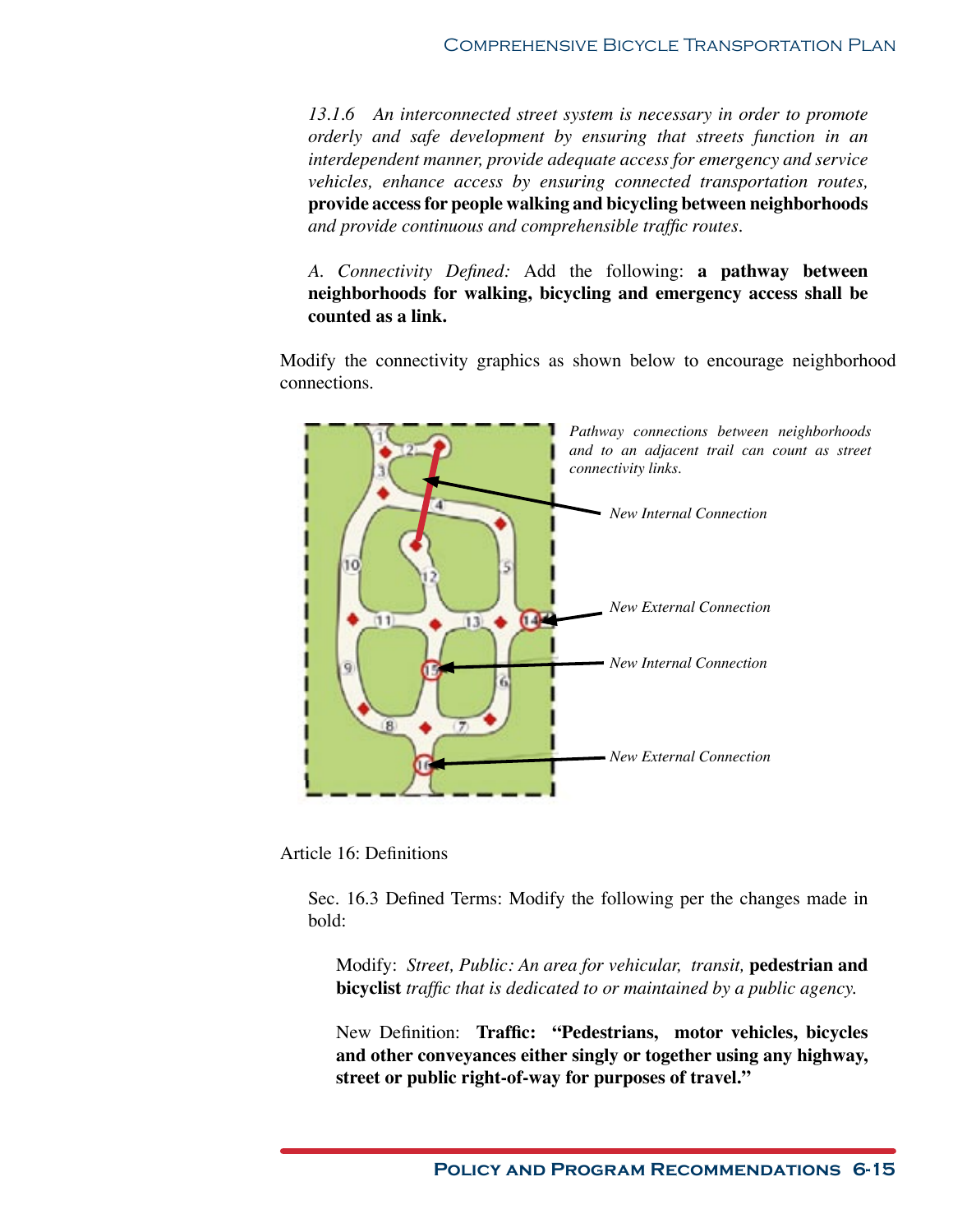*13.1.6 An interconnected street system is necessary in order to promote orderly and safe development by ensuring that streets function in an interdependent manner, provide adequate access for emergency and service vehicles, enhance access by ensuring connected transportation routes,* **provide access for people walking and bicycling between neighborhoods** *and provide continuous and comprehensible traffic routes.*

*A. Connectivity Defined:* Add the following: **a pathway between neighborhoods for walking, bicycling and emergency access shall be counted as a link.**

Modify the connectivity graphics as shown below to encourage neighborhood connections.

*Pathway connections between neighborhoods and to an adjacent trail can count as street connectivity links.*

*New Internal Connection*

*New External Connection*

*New Internal Connection*

*New External Connection*

Article 16: Definitions

Sec. 16.3 Defined Terms: Modify the following per the changes made in bold:

Modify: *Street, Public: An area for vehicular, transit,* **pedestrian and bicyclist** *traffic that is dedicated to or maintained by a public agency.*

New Definition: **Traffic: "Pedestrians, motor vehicles, bicycles and other conveyances either singly or together using any highway, street or public right-of-way for purposes of travel."**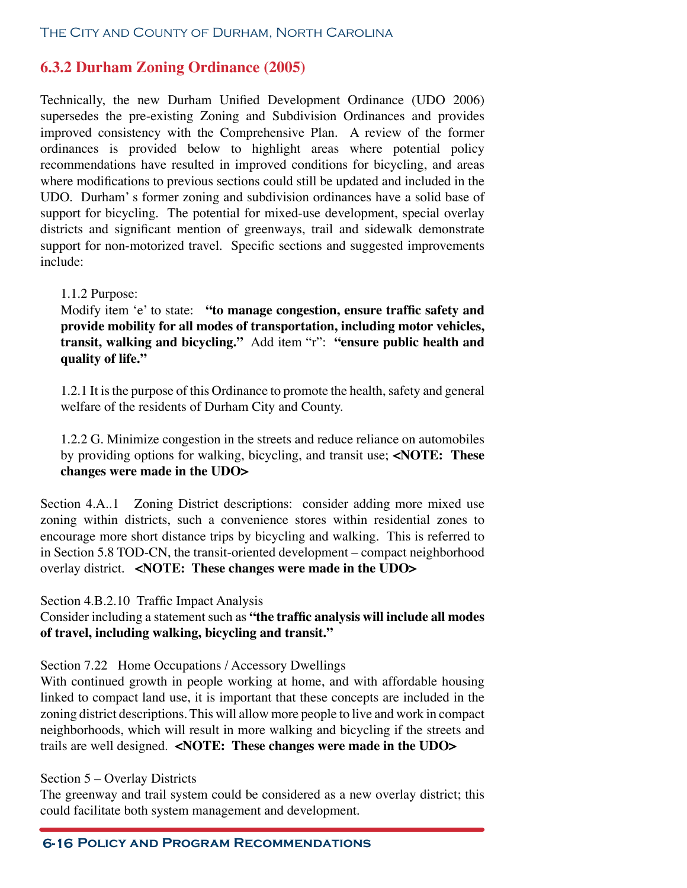## 6.3.2 Durham Zoning Ordinance (2005)

Technically, the new Durham Unified Development Ordinance (UDO 2006) supersedes the pre-existing Zoning and Subdivision Ordinances and provides improved consistency with the Comprehensive Plan. A review of the former ordinances is provided below to highlight areas where potential policy recommendations have resulted in improved conditions for bicycling, and areas where modifications to previous sections could still be updated and included in the UDO. Durham' s former zoning and subdivision ordinances have a solid base of support for bicycling. The potential for mixed-use development, special overlay districts and significant mention of greenways, trail and sidewalk demonstrate support for non-motorized travel. Specific sections and suggested improvements include:

1.1.2 Purpose:
Modify item 'e' to state: **"to manage congestion, ensure traffic safety and provide mobility for all modes of transportation, including motor vehicles, transit, walking and bicycling."** Add item "r": **"ensure public health and quality of life."**

1.2.1 It is the purpose of this Ordinance to promote the health, safety and general welfare of the residents of Durham City and County.

1.2.2 G. Minimize congestion in the streets and reduce reliance on automobiles by providing options for walking, bicycling, and transit use; **<NOTE: These changes were made in the UDO>**

Section 4.A..1 Zoning District descriptions: consider adding more mixed use zoning within districts, such a convenience stores within residential zones to encourage more short distance trips by bicycling and walking. This is referred to in Section 5.8 TOD-CN, the transit-oriented development – compact neighborhood overlay district. **<NOTE: These changes were made in the UDO>**

Section 4.B.2.10 Traffic Impact Analysis
Consider including a statement such as **"the traffic analysis will include all modes of travel, including walking, bicycling and transit."**

Section 7.22 Home Occupations / Accessory Dwellings
With continued growth in people working at home, and with affordable housing linked to compact land use, it is important that these concepts are included in the zoning district descriptions. This will allow more people to live and work in compact neighborhoods, which will result in more walking and bicycling if the streets and trails are well designed. **<NOTE: These changes were made in the UDO>**

Section 5 – Overlay Districts
The greenway and trail system could be considered as a new overlay district; this could facilitate both system management and development.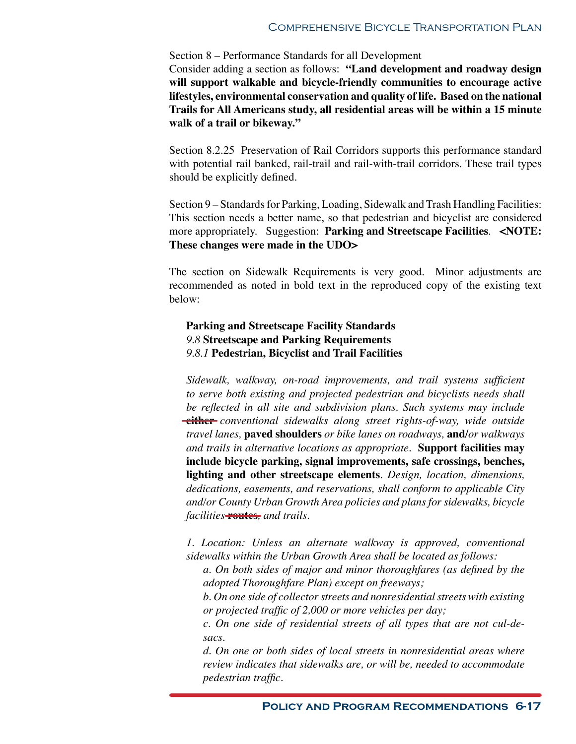Section 8 – Performance Standards for all Development
Consider adding a section as follows: **"Land development and roadway design will support walkable and bicycle-friendly communities to encourage active lifestyles, environmental conservation and quality of life. Based on the national Trails for All Americans study, all residential areas will be within a 15 minute walk of a trail or bikeway."**

Section 8.2.25 Preservation of Rail Corridors supports this performance standard with potential rail banked, rail-trail and rail-with-trail corridors. These trail types should be explicitly defined.

Section 9 – Standards for Parking, Loading, Sidewalk and Trash Handling Facilities: This section needs a better name, so that pedestrian and bicyclist are considered more appropriately. Suggestion: **Parking and Streetscape Facilities**. **<NOTE: These changes were made in the UDO>**

The section on Sidewalk Requirements is very good. Minor adjustments are recommended as noted in bold text in the reproduced copy of the existing text below:

> **Parking and Streetscape Facility Standards**
> *9.8* **Streetscape and Parking Requirements**
> *9.8.1* **Pedestrian, Bicyclist and Trail Facilities**
>
> *Sidewalk, walkway, on-road improvements, and trail systems sufficient to serve both existing and projected pedestrian and bicyclists needs shall be reflected in all site and subdivision plans. Such systems may include* ~~**either**~~ *conventional sidewalks along street rights-of-way, wide outside travel lanes,* **paved shoulders** *or bike lanes on roadways,* **and/***or walkways and trails in alternative locations as appropriate.* **Support facilities may include bicycle parking, signal improvements, safe crossings, benches, lighting and other streetscape elements**. *Design, location, dimensions, dedications, easements, and reservations, shall conform to applicable City and/or County Urban Growth Area policies and plans for sidewalks, bicycle facilities* ~~**routes,**~~ *and trails.*
>
> *1. Location: Unless an alternate walkway is approved, conventional sidewalks within the Urban Growth Area shall be located as follows:*
>
> *a. On both sides of major and minor thoroughfares (as defined by the adopted Thoroughfare Plan) except on freeways;*
>
> *b. On one side of collector streets and nonresidential streets with existing or projected traffic of 2,000 or more vehicles per day;*
>
> *c. On one side of residential streets of all types that are not cul-de-sacs.*
>
> *d. On one or both sides of local streets in nonresidential areas where review indicates that sidewalks are, or will be, needed to accommodate pedestrian traffic.*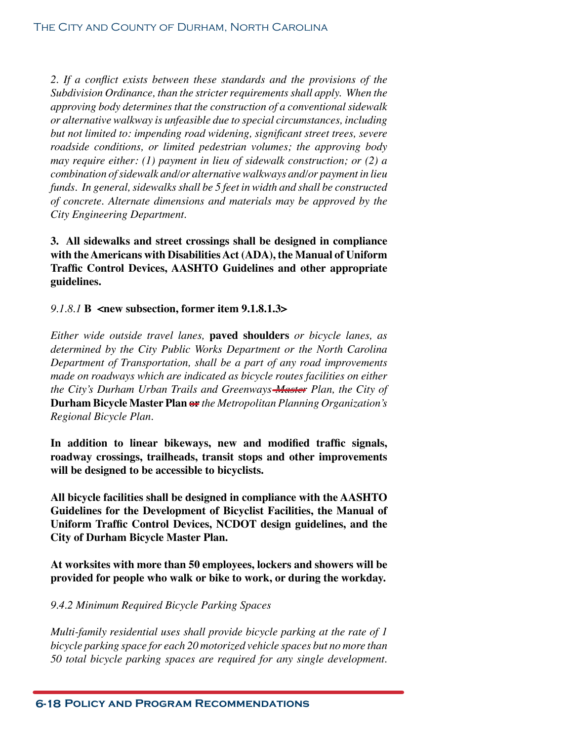*2. If a conflict exists between these standards and the provisions of the Subdivision Ordinance, than the stricter requirements shall apply. When the approving body determines that the construction of a conventional sidewalk or alternative walkway is unfeasible due to special circumstances, including but not limited to: impending road widening, significant street trees, severe roadside conditions, or limited pedestrian volumes; the approving body may require either: (1) payment in lieu of sidewalk construction; or (2) a combination of sidewalk and/or alternative walkways and/or payment in lieu funds. In general, sidewalks shall be 5 feet in width and shall be constructed of concrete. Alternate dimensions and materials may be approved by the City Engineering Department.*

**3. All sidewalks and street crossings shall be designed in compliance with the Americans with Disabilities Act (ADA), the Manual of Uniform Traffic Control Devices, AASHTO Guidelines and other appropriate guidelines.**

*9.1.8.1* **B <new subsection, former item 9.1.8.1.3>**

*Either wide outside travel lanes,* **paved shoulders** *or bicycle lanes, as determined by the City Public Works Department or the North Carolina Department of Transportation, shall be a part of any road improvements made on roadways which are indicated as bicycle routes facilities on either the City's Durham Urban Trails and Greenways ~~Master~~ Plan, the City of* **Durham Bicycle Master Plan** ~~or~~ *the Metropolitan Planning Organization's Regional Bicycle Plan.*

**In addition to linear bikeways, new and modified traffic signals, roadway crossings, trailheads, transit stops and other improvements will be designed to be accessible to bicyclists.**

**All bicycle facilities shall be designed in compliance with the AASHTO Guidelines for the Development of Bicyclist Facilities, the Manual of Uniform Traffic Control Devices, NCDOT design guidelines, and the City of Durham Bicycle Master Plan.**

**At worksites with more than 50 employees, lockers and showers will be provided for people who walk or bike to work, or during the workday.**

*9.4.2 Minimum Required Bicycle Parking Spaces*

*Multi-family residential uses shall provide bicycle parking at the rate of 1 bicycle parking space for each 20 motorized vehicle spaces but no more than 50 total bicycle parking spaces are required for any single development.*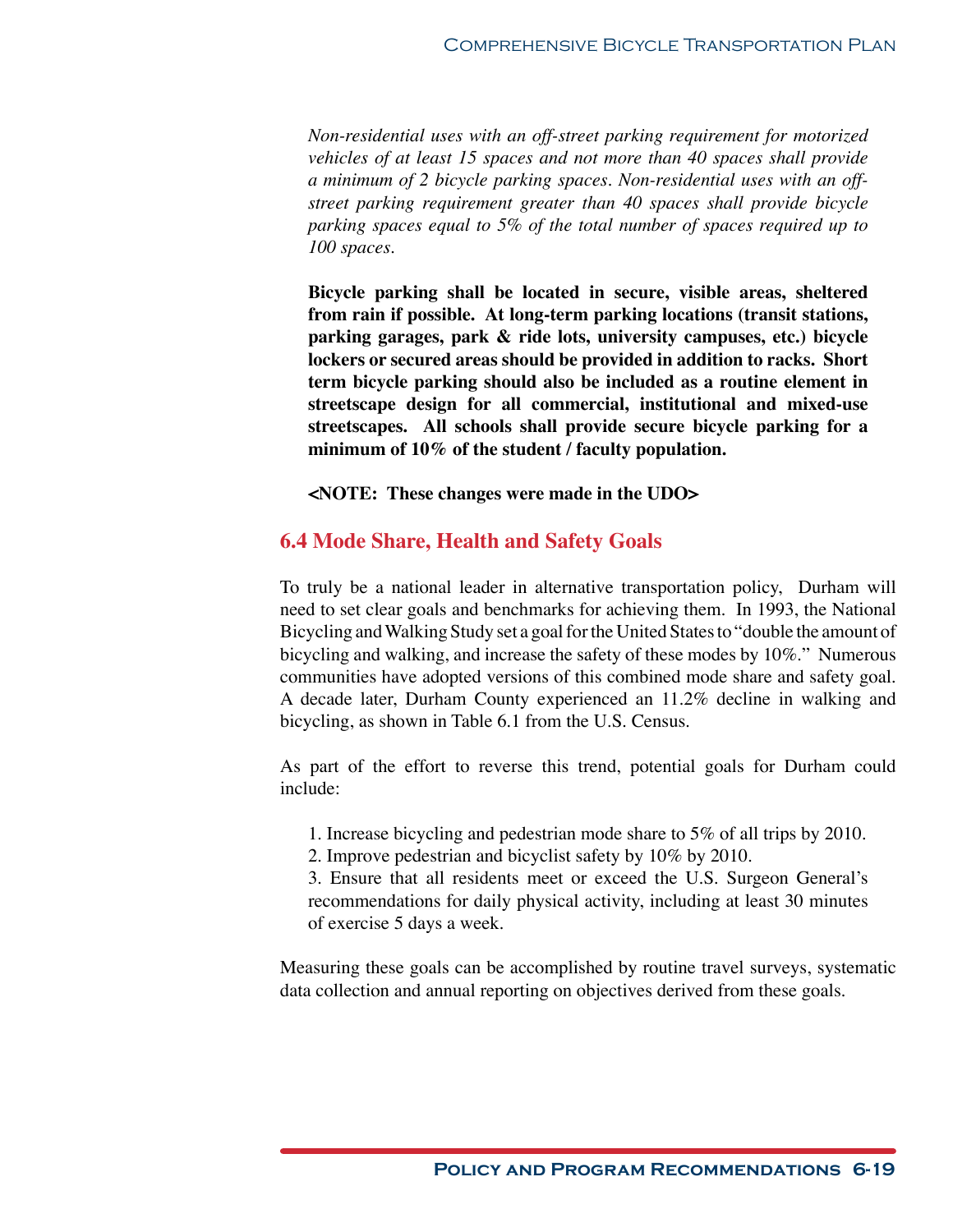*Non-residential uses with an off-street parking requirement for motorized vehicles of at least 15 spaces and not more than 40 spaces shall provide a minimum of 2 bicycle parking spaces. Non-residential uses with an off-street parking requirement greater than 40 spaces shall provide bicycle parking spaces equal to 5% of the total number of spaces required up to 100 spaces.*

**Bicycle parking shall be located in secure, visible areas, sheltered from rain if possible. At long-term parking locations (transit stations, parking garages, park & ride lots, university campuses, etc.) bicycle lockers or secured areas should be provided in addition to racks. Short term bicycle parking should also be included as a routine element in streetscape design for all commercial, institutional and mixed-use streetscapes. All schools shall provide secure bicycle parking for a minimum of 10% of the student / faculty population.**

**<NOTE: These changes were made in the UDO>**

## 6.4 Mode Share, Health and Safety Goals

To truly be a national leader in alternative transportation policy, Durham will need to set clear goals and benchmarks for achieving them. In 1993, the National Bicycling and Walking Study set a goal for the United States to "double the amount of bicycling and walking, and increase the safety of these modes by 10%." Numerous communities have adopted versions of this combined mode share and safety goal. A decade later, Durham County experienced an 11.2% decline in walking and bicycling, as shown in Table 6.1 from the U.S. Census.

As part of the effort to reverse this trend, potential goals for Durham could include:

1. Increase bicycling and pedestrian mode share to 5% of all trips by 2010.
2. Improve pedestrian and bicyclist safety by 10% by 2010.
3. Ensure that all residents meet or exceed the U.S. Surgeon General's recommendations for daily physical activity, including at least 30 minutes of exercise 5 days a week.

Measuring these goals can be accomplished by routine travel surveys, systematic data collection and annual reporting on objectives derived from these goals.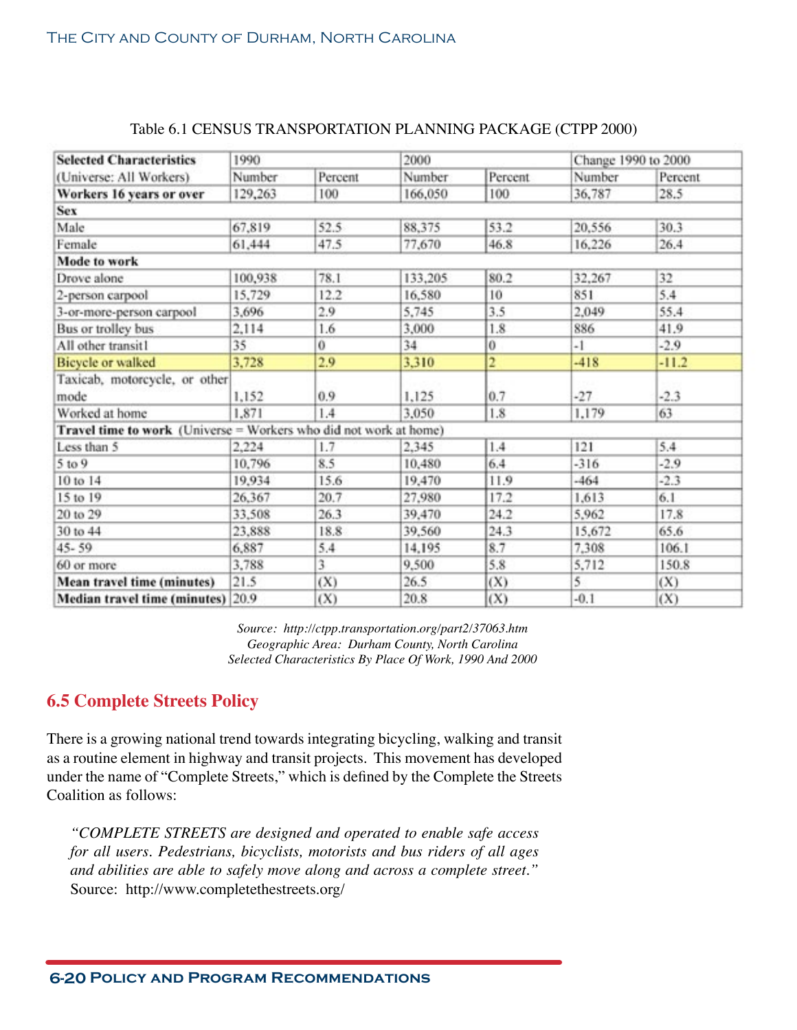Table 6.1 CENSUS TRANSPORTATION PLANNING PACKAGE (CTPP 2000)

| **Selected Characteristics** | 1990 | | 2000 | | Change 1990 to 2000 | |
|---|---|---|---|---|---|---|
| (Universe: All Workers) | Number | Percent | Number | Percent | Number | Percent |
| **Workers 16 years or over** | 129,263 | 100 | 166,050 | 100 | 36,787 | 28.5 |
| **Sex** | | | | | | |
| Male | 67,819 | 52.5 | 88,375 | 53.2 | 20,556 | 30.3 |
| Female | 61,444 | 47.5 | 77,670 | 46.8 | 16,226 | 26.4 |
| **Mode to work** | | | | | | |
| Drove alone | 100,938 | 78.1 | 133,205 | 80.2 | 32,267 | 32 |
| 2-person carpool | 15,729 | 12.2 | 16,580 | 10 | 851 | 5.4 |
| 3-or-more-person carpool | 3,696 | 2.9 | 5,745 | 3.5 | 2,049 | 55.4 |
| Bus or trolley bus | 2,114 | 1.6 | 3,000 | 1.8 | 886 | 41.9 |
| All other transit1 | 35 | 0 | 34 | 0 | -1 | -2.9 |
| Bicycle or walked | 3,728 | 2.9 | 3,310 | 2 | -418 | -11.2 |
| Taxicab, motorcycle, or other mode | 1,152 | 0.9 | 1,125 | 0.7 | -27 | -2.3 |
| Worked at home | 1,871 | 1.4 | 3,050 | 1.8 | 1,179 | 63 |
| **Travel time to work** (Universe = Workers who did not work at home) | | | | | | |
| Less than 5 | 2,224 | 1.7 | 2,345 | 1.4 | 121 | 5.4 |
| 5 to 9 | 10,796 | 8.5 | 10,480 | 6.4 | -316 | -2.9 |
| 10 to 14 | 19,934 | 15.6 | 19,470 | 11.9 | -464 | -2.3 |
| 15 to 19 | 26,367 | 20.7 | 27,980 | 17.2 | 1,613 | 6.1 |
| 20 to 29 | 33,508 | 26.3 | 39,470 | 24.2 | 5,962 | 17.8 |
| 30 to 44 | 23,888 | 18.8 | 39,560 | 24.3 | 15,672 | 65.6 |
| 45- 59 | 6,887 | 5.4 | 14,195 | 8.7 | 7,308 | 106.1 |
| 60 or more | 3,788 | 3 | 9,500 | 5.8 | 5,712 | 150.8 |
| **Mean travel time (minutes)** | 21.5 | (X) | 26.5 | (X) | 5 | (X) |
| **Median travel time (minutes)** | 20.9 | (X) | 20.8 | (X) | -0.1 | (X) |

*Source: http://ctpp.transportation.org/part2/37063.htm*
*Geographic Area: Durham County, North Carolina*
*Selected Characteristics By Place Of Work, 1990 And 2000*

## 6.5 Complete Streets Policy

There is a growing national trend towards integrating bicycling, walking and transit as a routine element in highway and transit projects. This movement has developed under the name of "Complete Streets," which is defined by the Complete the Streets Coalition as follows:

> *"COMPLETE STREETS are designed and operated to enable safe access for all users. Pedestrians, bicyclists, motorists and bus riders of all ages and abilities are able to safely move along and across a complete street."*
> Source: http://www.completethestreets.org/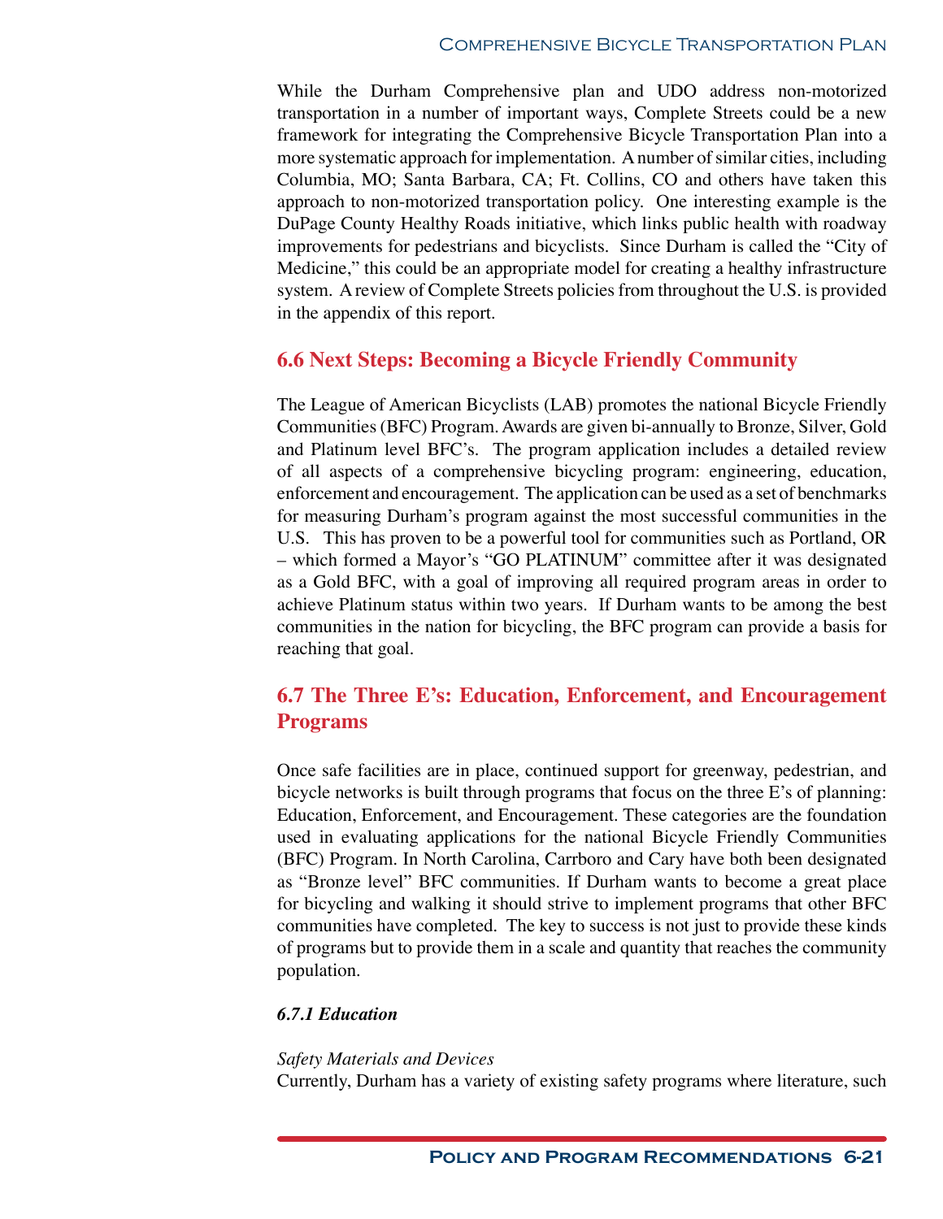While the Durham Comprehensive plan and UDO address non-motorized transportation in a number of important ways, Complete Streets could be a new framework for integrating the Comprehensive Bicycle Transportation Plan into a more systematic approach for implementation. A number of similar cities, including Columbia, MO; Santa Barbara, CA; Ft. Collins, CO and others have taken this approach to non-motorized transportation policy. One interesting example is the DuPage County Healthy Roads initiative, which links public health with roadway improvements for pedestrians and bicyclists. Since Durham is called the "City of Medicine," this could be an appropriate model for creating a healthy infrastructure system. A review of Complete Streets policies from throughout the U.S. is provided in the appendix of this report.

## 6.6 Next Steps: Becoming a Bicycle Friendly Community

The League of American Bicyclists (LAB) promotes the national Bicycle Friendly Communities (BFC) Program. Awards are given bi-annually to Bronze, Silver, Gold and Platinum level BFC's. The program application includes a detailed review of all aspects of a comprehensive bicycling program: engineering, education, enforcement and encouragement. The application can be used as a set of benchmarks for measuring Durham's program against the most successful communities in the U.S. This has proven to be a powerful tool for communities such as Portland, OR – which formed a Mayor's "GO PLATINUM" committee after it was designated as a Gold BFC, with a goal of improving all required program areas in order to achieve Platinum status within two years. If Durham wants to be among the best communities in the nation for bicycling, the BFC program can provide a basis for reaching that goal.

## 6.7 The Three E's: Education, Enforcement, and Encouragement Programs

Once safe facilities are in place, continued support for greenway, pedestrian, and bicycle networks is built through programs that focus on the three E's of planning: Education, Enforcement, and Encouragement. These categories are the foundation used in evaluating applications for the national Bicycle Friendly Communities (BFC) Program. In North Carolina, Carrboro and Cary have both been designated as "Bronze level" BFC communities. If Durham wants to become a great place for bicycling and walking it should strive to implement programs that other BFC communities have completed. The key to success is not just to provide these kinds of programs but to provide them in a scale and quantity that reaches the community population.

### *6.7.1 Education*

*Safety Materials and Devices*

Currently, Durham has a variety of existing safety programs where literature, such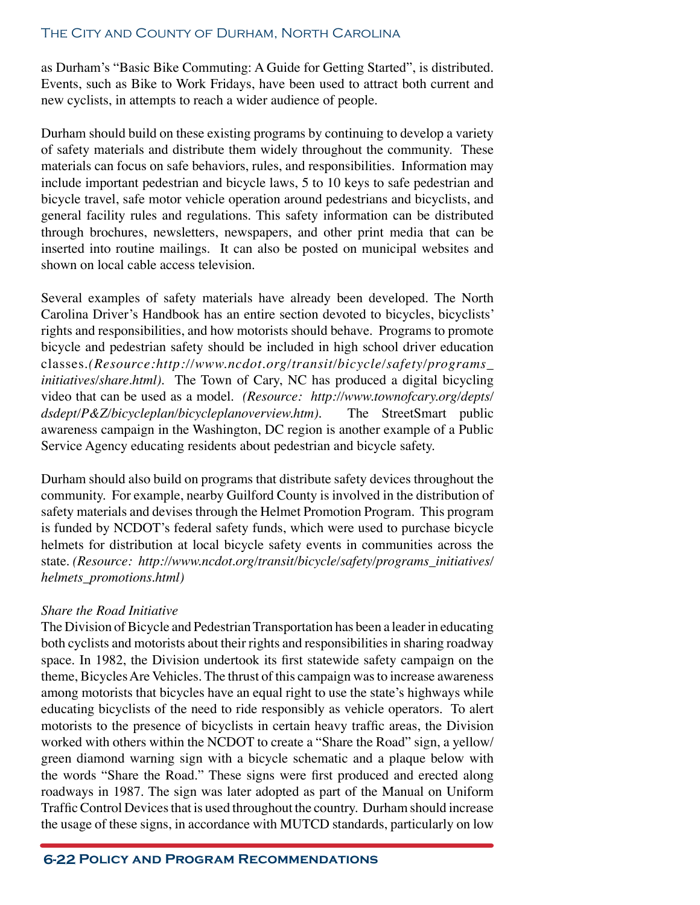as Durham's "Basic Bike Commuting: A Guide for Getting Started", is distributed. Events, such as Bike to Work Fridays, have been used to attract both current and new cyclists, in attempts to reach a wider audience of people.

Durham should build on these existing programs by continuing to develop a variety of safety materials and distribute them widely throughout the community. These materials can focus on safe behaviors, rules, and responsibilities. Information may include important pedestrian and bicycle laws, 5 to 10 keys to safe pedestrian and bicycle travel, safe motor vehicle operation around pedestrians and bicyclists, and general facility rules and regulations. This safety information can be distributed through brochures, newsletters, newspapers, and other print media that can be inserted into routine mailings. It can also be posted on municipal websites and shown on local cable access television.

Several examples of safety materials have already been developed. The North Carolina Driver's Handbook has an entire section devoted to bicycles, bicyclists' rights and responsibilities, and how motorists should behave. Programs to promote bicycle and pedestrian safety should be included in high school driver education classes.*(Resource:http://www.ncdot.org/transit/bicycle/safety/programs_initiatives/share.html).* The Town of Cary, NC has produced a digital bicycling video that can be used as a model. *(Resource: http://www.townofcary.org/depts/dsdept/P&Z/bicycleplan/bicycleplanoverview.htm).* The StreetSmart public awareness campaign in the Washington, DC region is another example of a Public Service Agency educating residents about pedestrian and bicycle safety.

Durham should also build on programs that distribute safety devices throughout the community. For example, nearby Guilford County is involved in the distribution of safety materials and devises through the Helmet Promotion Program. This program is funded by NCDOT's federal safety funds, which were used to purchase bicycle helmets for distribution at local bicycle safety events in communities across the state. *(Resource: http://www.ncdot.org/transit/bicycle/safety/programs_initiatives/helmets_promotions.html)*

*Share the Road Initiative*

The Division of Bicycle and Pedestrian Transportation has been a leader in educating both cyclists and motorists about their rights and responsibilities in sharing roadway space. In 1982, the Division undertook its first statewide safety campaign on the theme, Bicycles Are Vehicles. The thrust of this campaign was to increase awareness among motorists that bicycles have an equal right to use the state's highways while educating bicyclists of the need to ride responsibly as vehicle operators. To alert motorists to the presence of bicyclists in certain heavy traffic areas, the Division worked with others within the NCDOT to create a "Share the Road" sign, a yellow/green diamond warning sign with a bicycle schematic and a plaque below with the words "Share the Road." These signs were first produced and erected along roadways in 1987. The sign was later adopted as part of the Manual on Uniform Traffic Control Devices that is used throughout the country. Durham should increase the usage of these signs, in accordance with MUTCD standards, particularly on low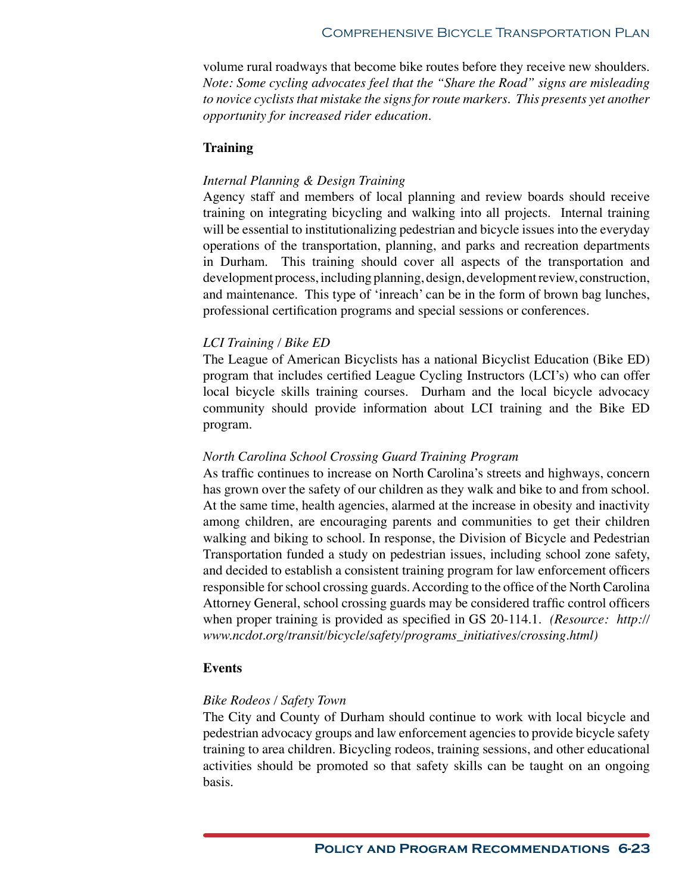volume rural roadways that become bike routes before they receive new shoulders. *Note: Some cycling advocates feel that the "Share the Road" signs are misleading to novice cyclists that mistake the signs for route markers. This presents yet another opportunity for increased rider education.*

**Training**

*Internal Planning & Design Training*

Agency staff and members of local planning and review boards should receive training on integrating bicycling and walking into all projects. Internal training will be essential to institutionalizing pedestrian and bicycle issues into the everyday operations of the transportation, planning, and parks and recreation departments in Durham. This training should cover all aspects of the transportation and development process, including planning, design, development review, construction, and maintenance. This type of 'inreach' can be in the form of brown bag lunches, professional certification programs and special sessions or conferences.

*LCI Training / Bike ED*

The League of American Bicyclists has a national Bicyclist Education (Bike ED) program that includes certified League Cycling Instructors (LCI's) who can offer local bicycle skills training courses. Durham and the local bicycle advocacy community should provide information about LCI training and the Bike ED program.

*North Carolina School Crossing Guard Training Program*

As traffic continues to increase on North Carolina's streets and highways, concern has grown over the safety of our children as they walk and bike to and from school. At the same time, health agencies, alarmed at the increase in obesity and inactivity among children, are encouraging parents and communities to get their children walking and biking to school. In response, the Division of Bicycle and Pedestrian Transportation funded a study on pedestrian issues, including school zone safety, and decided to establish a consistent training program for law enforcement officers responsible for school crossing guards. According to the office of the North Carolina Attorney General, school crossing guards may be considered traffic control officers when proper training is provided as specified in GS 20-114.1. *(Resource: http://www.ncdot.org/transit/bicycle/safety/programs_initiatives/crossing.html)*

**Events**

*Bike Rodeos / Safety Town*

The City and County of Durham should continue to work with local bicycle and pedestrian advocacy groups and law enforcement agencies to provide bicycle safety training to area children. Bicycling rodeos, training sessions, and other educational activities should be promoted so that safety skills can be taught on an ongoing basis.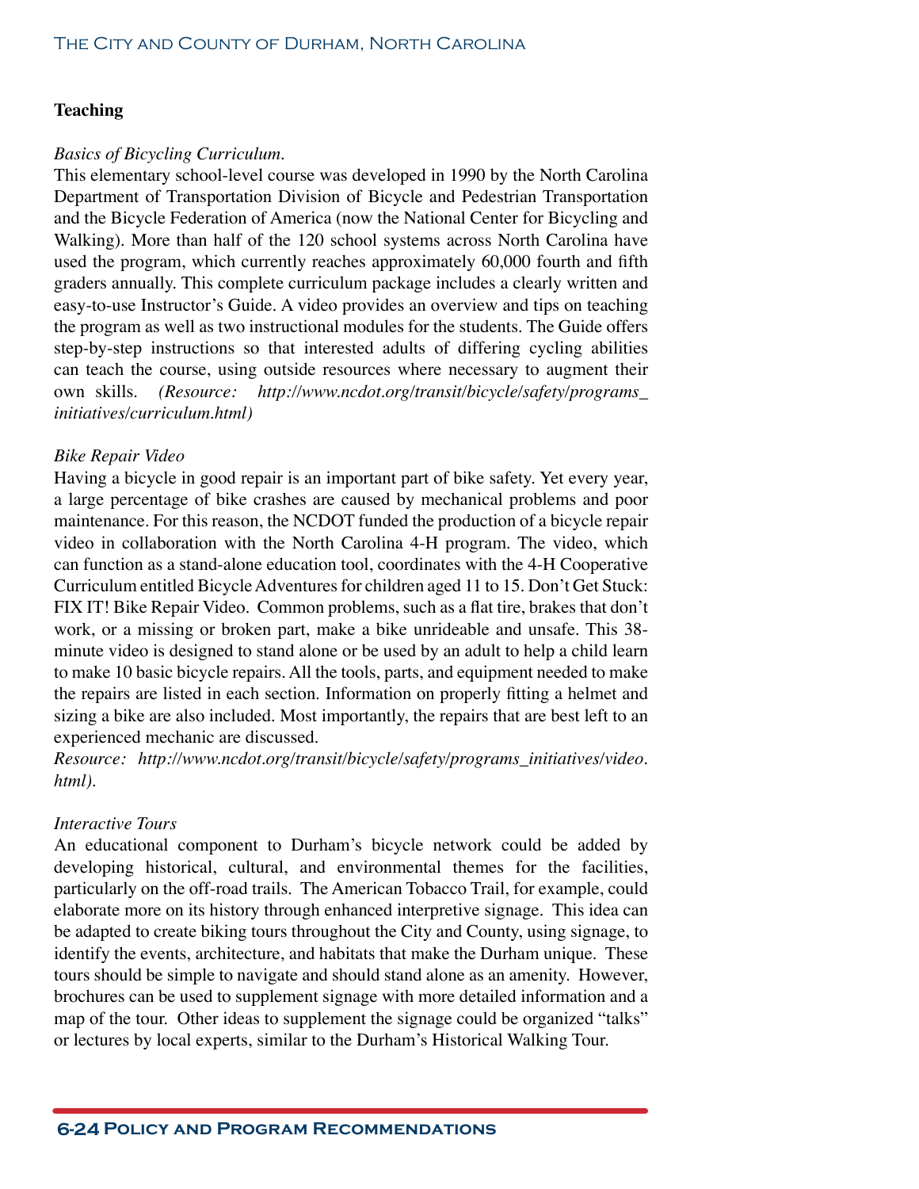**Teaching**

*Basics of Bicycling Curriculum.*

This elementary school-level course was developed in 1990 by the North Carolina Department of Transportation Division of Bicycle and Pedestrian Transportation and the Bicycle Federation of America (now the National Center for Bicycling and Walking). More than half of the 120 school systems across North Carolina have used the program, which currently reaches approximately 60,000 fourth and fifth graders annually. This complete curriculum package includes a clearly written and easy-to-use Instructor's Guide. A video provides an overview and tips on teaching the program as well as two instructional modules for the students. The Guide offers step-by-step instructions so that interested adults of differing cycling abilities can teach the course, using outside resources where necessary to augment their own skills. *(Resource: http://www.ncdot.org/transit/bicycle/safety/programs_initiatives/curriculum.html)*

*Bike Repair Video*

Having a bicycle in good repair is an important part of bike safety. Yet every year, a large percentage of bike crashes are caused by mechanical problems and poor maintenance. For this reason, the NCDOT funded the production of a bicycle repair video in collaboration with the North Carolina 4-H program. The video, which can function as a stand-alone education tool, coordinates with the 4-H Cooperative Curriculum entitled Bicycle Adventures for children aged 11 to 15. Don't Get Stuck: FIX IT! Bike Repair Video. Common problems, such as a flat tire, brakes that don't work, or a missing or broken part, make a bike unrideable and unsafe. This 38-minute video is designed to stand alone or be used by an adult to help a child learn to make 10 basic bicycle repairs. All the tools, parts, and equipment needed to make the repairs are listed in each section. Information on properly fitting a helmet and sizing a bike are also included. Most importantly, the repairs that are best left to an experienced mechanic are discussed.

*Resource: http://www.ncdot.org/transit/bicycle/safety/programs_initiatives/video.html).*

*Interactive Tours*

An educational component to Durham's bicycle network could be added by developing historical, cultural, and environmental themes for the facilities, particularly on the off-road trails. The American Tobacco Trail, for example, could elaborate more on its history through enhanced interpretive signage. This idea can be adapted to create biking tours throughout the City and County, using signage, to identify the events, architecture, and habitats that make the Durham unique. These tours should be simple to navigate and should stand alone as an amenity. However, brochures can be used to supplement signage with more detailed information and a map of the tour. Other ideas to supplement the signage could be organized "talks" or lectures by local experts, similar to the Durham's Historical Walking Tour.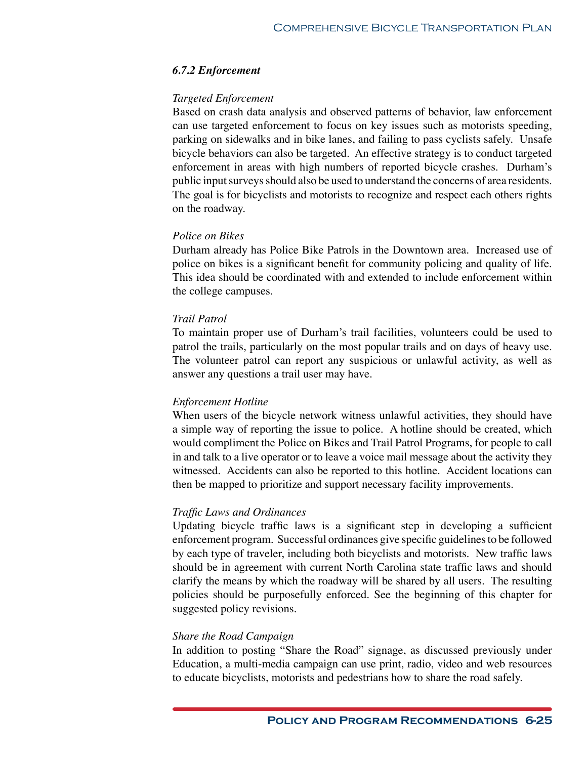### *6.7.2 Enforcement*

*Targeted Enforcement*

Based on crash data analysis and observed patterns of behavior, law enforcement can use targeted enforcement to focus on key issues such as motorists speeding, parking on sidewalks and in bike lanes, and failing to pass cyclists safely. Unsafe bicycle behaviors can also be targeted. An effective strategy is to conduct targeted enforcement in areas with high numbers of reported bicycle crashes. Durham's public input surveys should also be used to understand the concerns of area residents. The goal is for bicyclists and motorists to recognize and respect each others rights on the roadway.

*Police on Bikes*

Durham already has Police Bike Patrols in the Downtown area. Increased use of police on bikes is a significant benefit for community policing and quality of life. This idea should be coordinated with and extended to include enforcement within the college campuses.

*Trail Patrol*

To maintain proper use of Durham's trail facilities, volunteers could be used to patrol the trails, particularly on the most popular trails and on days of heavy use. The volunteer patrol can report any suspicious or unlawful activity, as well as answer any questions a trail user may have.

*Enforcement Hotline*

When users of the bicycle network witness unlawful activities, they should have a simple way of reporting the issue to police. A hotline should be created, which would compliment the Police on Bikes and Trail Patrol Programs, for people to call in and talk to a live operator or to leave a voice mail message about the activity they witnessed. Accidents can also be reported to this hotline. Accident locations can then be mapped to prioritize and support necessary facility improvements.

*Traffic Laws and Ordinances*

Updating bicycle traffic laws is a significant step in developing a sufficient enforcement program. Successful ordinances give specific guidelines to be followed by each type of traveler, including both bicyclists and motorists. New traffic laws should be in agreement with current North Carolina state traffic laws and should clarify the means by which the roadway will be shared by all users. The resulting policies should be purposefully enforced. See the beginning of this chapter for suggested policy revisions.

*Share the Road Campaign*

In addition to posting "Share the Road" signage, as discussed previously under Education, a multi-media campaign can use print, radio, video and web resources to educate bicyclists, motorists and pedestrians how to share the road safely.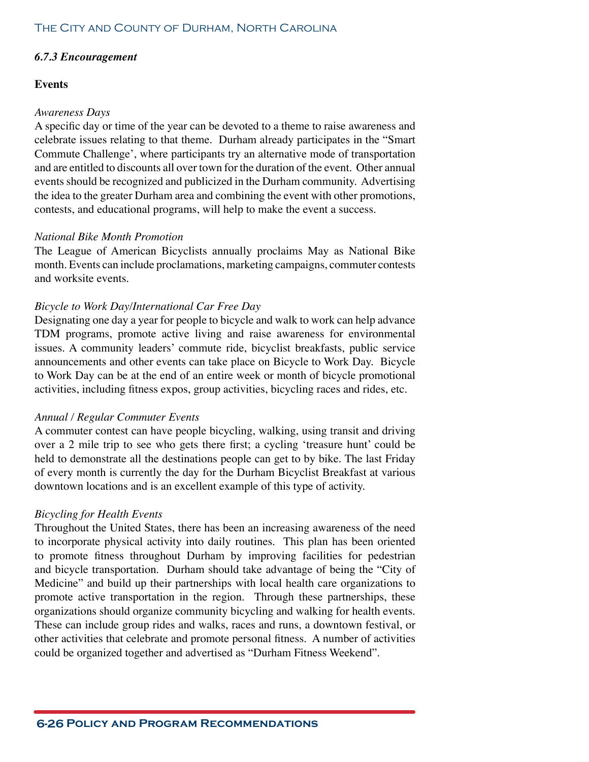### *6.7.3 Encouragement*

**Events**

*Awareness Days*

A specific day or time of the year can be devoted to a theme to raise awareness and celebrate issues relating to that theme. Durham already participates in the "Smart Commute Challenge', where participants try an alternative mode of transportation and are entitled to discounts all over town for the duration of the event. Other annual events should be recognized and publicized in the Durham community. Advertising the idea to the greater Durham area and combining the event with other promotions, contests, and educational programs, will help to make the event a success.

*National Bike Month Promotion*

The League of American Bicyclists annually proclaims May as National Bike month. Events can include proclamations, marketing campaigns, commuter contests and worksite events.

*Bicycle to Work Day/International Car Free Day*

Designating one day a year for people to bicycle and walk to work can help advance TDM programs, promote active living and raise awareness for environmental issues. A community leaders' commute ride, bicyclist breakfasts, public service announcements and other events can take place on Bicycle to Work Day. Bicycle to Work Day can be at the end of an entire week or month of bicycle promotional activities, including fitness expos, group activities, bicycling races and rides, etc.

*Annual / Regular Commuter Events*

A commuter contest can have people bicycling, walking, using transit and driving over a 2 mile trip to see who gets there first; a cycling 'treasure hunt' could be held to demonstrate all the destinations people can get to by bike. The last Friday of every month is currently the day for the Durham Bicyclist Breakfast at various downtown locations and is an excellent example of this type of activity.

*Bicycling for Health Events*

Throughout the United States, there has been an increasing awareness of the need to incorporate physical activity into daily routines. This plan has been oriented to promote fitness throughout Durham by improving facilities for pedestrian and bicycle transportation. Durham should take advantage of being the "City of Medicine" and build up their partnerships with local health care organizations to promote active transportation in the region. Through these partnerships, these organizations should organize community bicycling and walking for health events. These can include group rides and walks, races and runs, a downtown festival, or other activities that celebrate and promote personal fitness. A number of activities could be organized together and advertised as "Durham Fitness Weekend".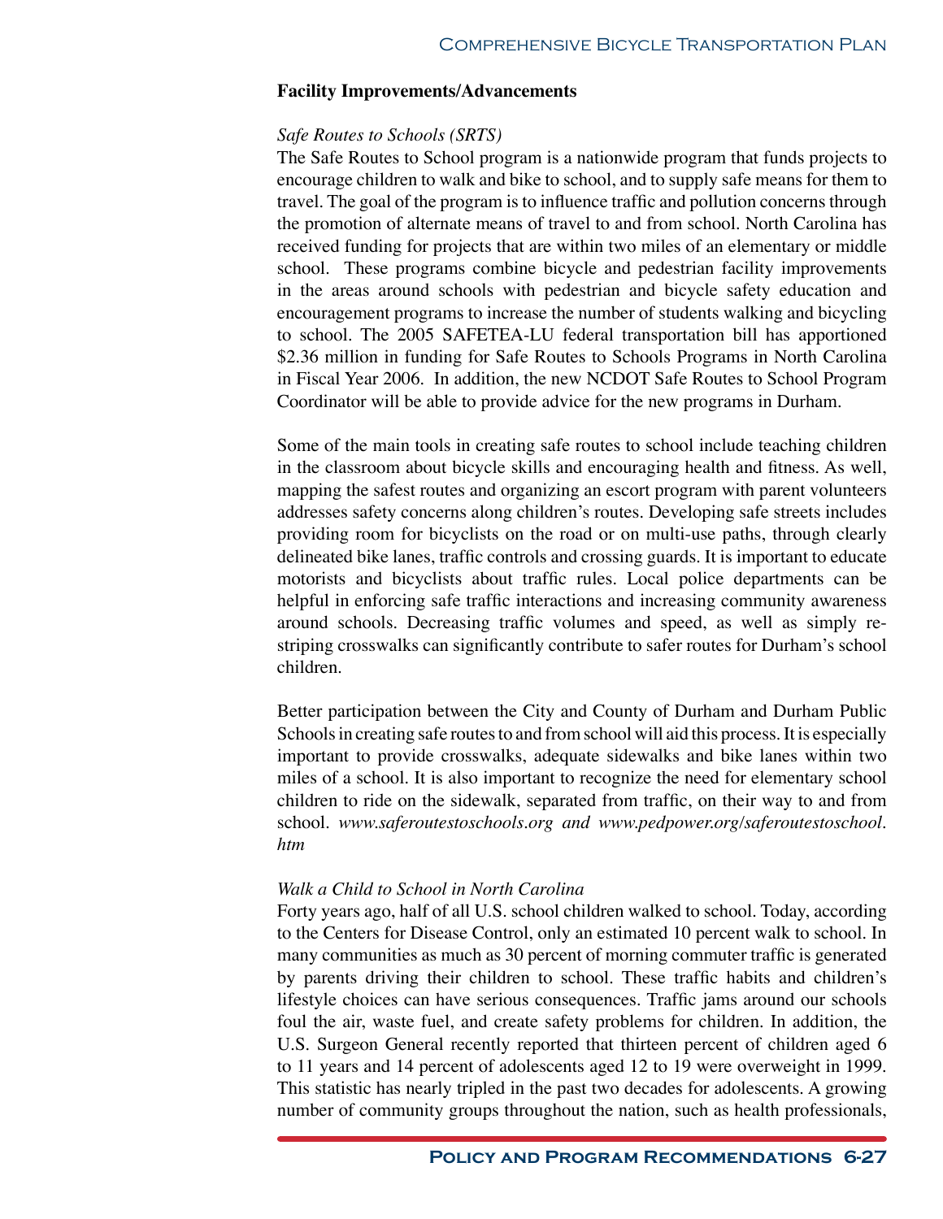**Facility Improvements/Advancements**

*Safe Routes to Schools (SRTS)*

The Safe Routes to School program is a nationwide program that funds projects to encourage children to walk and bike to school, and to supply safe means for them to travel. The goal of the program is to influence traffic and pollution concerns through the promotion of alternate means of travel to and from school. North Carolina has received funding for projects that are within two miles of an elementary or middle school. These programs combine bicycle and pedestrian facility improvements in the areas around schools with pedestrian and bicycle safety education and encouragement programs to increase the number of students walking and bicycling to school. The 2005 SAFETEA-LU federal transportation bill has apportioned $2.36 million in funding for Safe Routes to Schools Programs in North Carolina in Fiscal Year 2006. In addition, the new NCDOT Safe Routes to School Program Coordinator will be able to provide advice for the new programs in Durham.

Some of the main tools in creating safe routes to school include teaching children in the classroom about bicycle skills and encouraging health and fitness. As well, mapping the safest routes and organizing an escort program with parent volunteers addresses safety concerns along children's routes. Developing safe streets includes providing room for bicyclists on the road or on multi-use paths, through clearly delineated bike lanes, traffic controls and crossing guards. It is important to educate motorists and bicyclists about traffic rules. Local police departments can be helpful in enforcing safe traffic interactions and increasing community awareness around schools. Decreasing traffic volumes and speed, as well as simply re-striping crosswalks can significantly contribute to safer routes for Durham's school children.

Better participation between the City and County of Durham and Durham Public Schools in creating safe routes to and from school will aid this process. It is especially important to provide crosswalks, adequate sidewalks and bike lanes within two miles of a school. It is also important to recognize the need for elementary school children to ride on the sidewalk, separated from traffic, on their way to and from school. *www.saferoutestoschools.org and www.pedpower.org/saferoutestoschool.htm*

*Walk a Child to School in North Carolina*

Forty years ago, half of all U.S. school children walked to school. Today, according to the Centers for Disease Control, only an estimated 10 percent walk to school. In many communities as much as 30 percent of morning commuter traffic is generated by parents driving their children to school. These traffic habits and children's lifestyle choices can have serious consequences. Traffic jams around our schools foul the air, waste fuel, and create safety problems for children. In addition, the U.S. Surgeon General recently reported that thirteen percent of children aged 6 to 11 years and 14 percent of adolescents aged 12 to 19 were overweight in 1999. This statistic has nearly tripled in the past two decades for adolescents. A growing number of community groups throughout the nation, such as health professionals,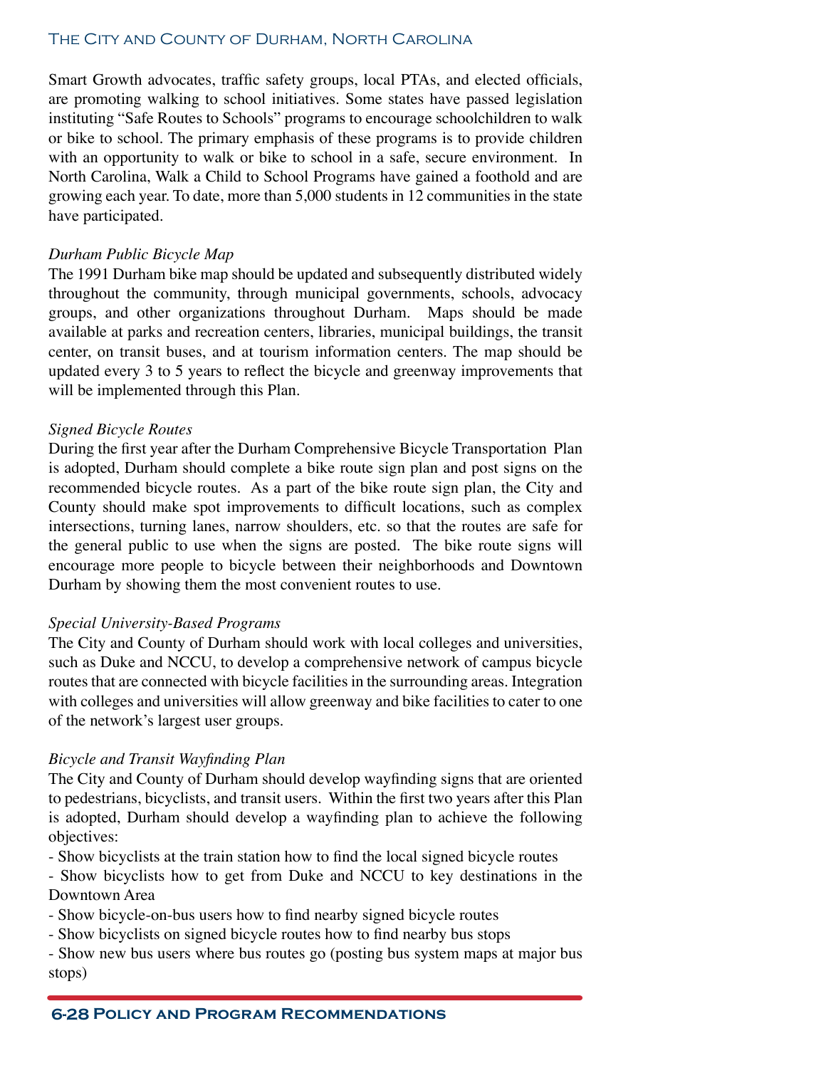Smart Growth advocates, traffic safety groups, local PTAs, and elected officials, are promoting walking to school initiatives. Some states have passed legislation instituting "Safe Routes to Schools" programs to encourage schoolchildren to walk or bike to school. The primary emphasis of these programs is to provide children with an opportunity to walk or bike to school in a safe, secure environment. In North Carolina, Walk a Child to School Programs have gained a foothold and are growing each year. To date, more than 5,000 students in 12 communities in the state have participated.

*Durham Public Bicycle Map*

The 1991 Durham bike map should be updated and subsequently distributed widely throughout the community, through municipal governments, schools, advocacy groups, and other organizations throughout Durham. Maps should be made available at parks and recreation centers, libraries, municipal buildings, the transit center, on transit buses, and at tourism information centers. The map should be updated every 3 to 5 years to reflect the bicycle and greenway improvements that will be implemented through this Plan.

*Signed Bicycle Routes*

During the first year after the Durham Comprehensive Bicycle Transportation Plan is adopted, Durham should complete a bike route sign plan and post signs on the recommended bicycle routes. As a part of the bike route sign plan, the City and County should make spot improvements to difficult locations, such as complex intersections, turning lanes, narrow shoulders, etc. so that the routes are safe for the general public to use when the signs are posted. The bike route signs will encourage more people to bicycle between their neighborhoods and Downtown Durham by showing them the most convenient routes to use.

*Special University-Based Programs*

The City and County of Durham should work with local colleges and universities, such as Duke and NCCU, to develop a comprehensive network of campus bicycle routes that are connected with bicycle facilities in the surrounding areas. Integration with colleges and universities will allow greenway and bike facilities to cater to one of the network's largest user groups.

*Bicycle and Transit Wayfinding Plan*

The City and County of Durham should develop wayfinding signs that are oriented to pedestrians, bicyclists, and transit users. Within the first two years after this Plan is adopted, Durham should develop a wayfinding plan to achieve the following objectives:

- Show bicyclists at the train station how to find the local signed bicycle routes
- Show bicyclists how to get from Duke and NCCU to key destinations in the Downtown Area
- Show bicycle-on-bus users how to find nearby signed bicycle routes
- Show bicyclists on signed bicycle routes how to find nearby bus stops
- Show new bus users where bus routes go (posting bus system maps at major bus stops)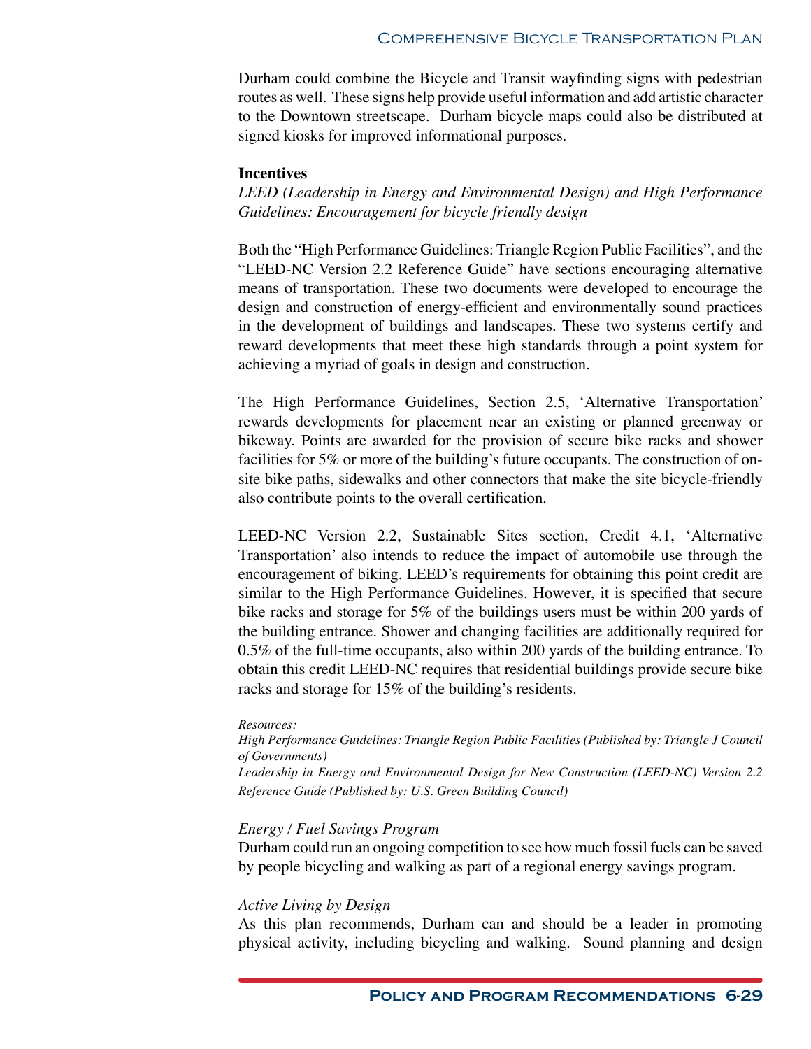Durham could combine the Bicycle and Transit wayfinding signs with pedestrian routes as well. These signs help provide useful information and add artistic character to the Downtown streetscape. Durham bicycle maps could also be distributed at signed kiosks for improved informational purposes.

**Incentives**

*LEED (Leadership in Energy and Environmental Design) and High Performance Guidelines: Encouragement for bicycle friendly design*

Both the "High Performance Guidelines: Triangle Region Public Facilities", and the "LEED-NC Version 2.2 Reference Guide" have sections encouraging alternative means of transportation. These two documents were developed to encourage the design and construction of energy-efficient and environmentally sound practices in the development of buildings and landscapes. These two systems certify and reward developments that meet these high standards through a point system for achieving a myriad of goals in design and construction.

The High Performance Guidelines, Section 2.5, 'Alternative Transportation' rewards developments for placement near an existing or planned greenway or bikeway. Points are awarded for the provision of secure bike racks and shower facilities for 5% or more of the building's future occupants. The construction of on-site bike paths, sidewalks and other connectors that make the site bicycle-friendly also contribute points to the overall certification.

LEED-NC Version 2.2, Sustainable Sites section, Credit 4.1, 'Alternative Transportation' also intends to reduce the impact of automobile use through the encouragement of biking. LEED's requirements for obtaining this point credit are similar to the High Performance Guidelines. However, it is specified that secure bike racks and storage for 5% of the buildings users must be within 200 yards of the building entrance. Shower and changing facilities are additionally required for 0.5% of the full-time occupants, also within 200 yards of the building entrance. To obtain this credit LEED-NC requires that residential buildings provide secure bike racks and storage for 15% of the building's residents.

*Resources:*
*High Performance Guidelines: Triangle Region Public Facilities (Published by: Triangle J Council of Governments)*
*Leadership in Energy and Environmental Design for New Construction (LEED-NC) Version 2.2 Reference Guide (Published by: U.S. Green Building Council)*

*Energy / Fuel Savings Program*

Durham could run an ongoing competition to see how much fossil fuels can be saved by people bicycling and walking as part of a regional energy savings program.

*Active Living by Design*

As this plan recommends, Durham can and should be a leader in promoting physical activity, including bicycling and walking. Sound planning and design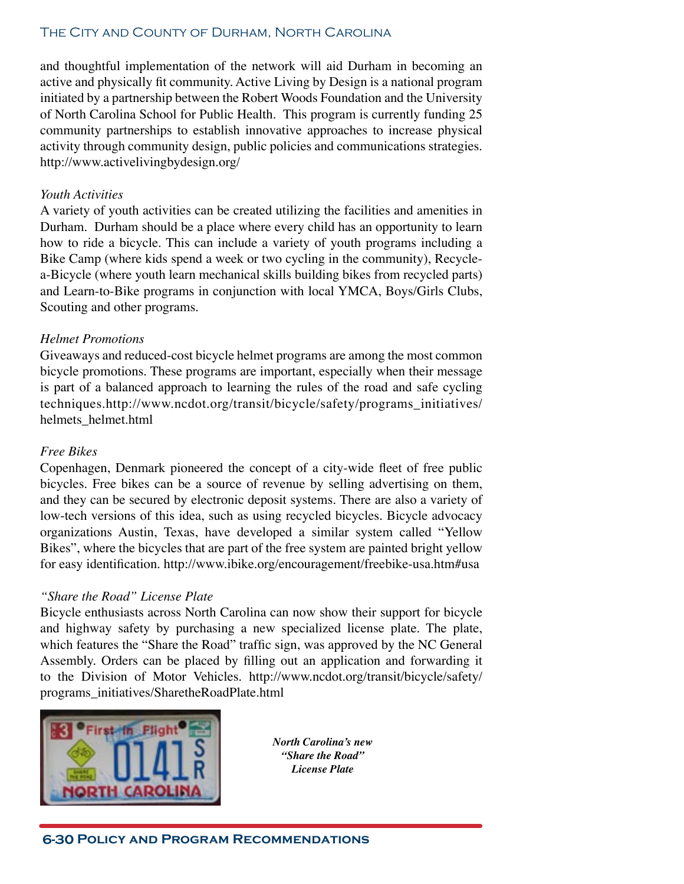and thoughtful implementation of the network will aid Durham in becoming an active and physically fit community. Active Living by Design is a national program initiated by a partnership between the Robert Woods Foundation and the University of North Carolina School for Public Health. This program is currently funding 25 community partnerships to establish innovative approaches to increase physical activity through community design, public policies and communications strategies. http://www.activelivingbydesign.org/

*Youth Activities*

A variety of youth activities can be created utilizing the facilities and amenities in Durham. Durham should be a place where every child has an opportunity to learn how to ride a bicycle. This can include a variety of youth programs including a Bike Camp (where kids spend a week or two cycling in the community), Recycle-a-Bicycle (where youth learn mechanical skills building bikes from recycled parts) and Learn-to-Bike programs in conjunction with local YMCA, Boys/Girls Clubs, Scouting and other programs.

*Helmet Promotions*

Giveaways and reduced-cost bicycle helmet programs are among the most common bicycle promotions. These programs are important, especially when their message is part of a balanced approach to learning the rules of the road and safe cycling techniques.http://www.ncdot.org/transit/bicycle/safety/programs_initiatives/helmets_helmet.html

*Free Bikes*

Copenhagen, Denmark pioneered the concept of a city-wide fleet of free public bicycles. Free bikes can be a source of revenue by selling advertising on them, and they can be secured by electronic deposit systems. There are also a variety of low-tech versions of this idea, such as using recycled bicycles. Bicycle advocacy organizations Austin, Texas, have developed a similar system called "Yellow Bikes", where the bicycles that are part of the free system are painted bright yellow for easy identification. http://www.ibike.org/encouragement/freebike-usa.htm#usa

*"Share the Road" License Plate*

Bicycle enthusiasts across North Carolina can now show their support for bicycle and highway safety by purchasing a new specialized license plate. The plate, which features the "Share the Road" traffic sign, was approved by the NC General Assembly. Orders can be placed by filling out an application and forwarding it to the Division of Motor Vehicles. http://www.ncdot.org/transit/bicycle/safety/programs_initiatives/SharetheRoadPlate.html

***North Carolina's new "Share the Road" License Plate***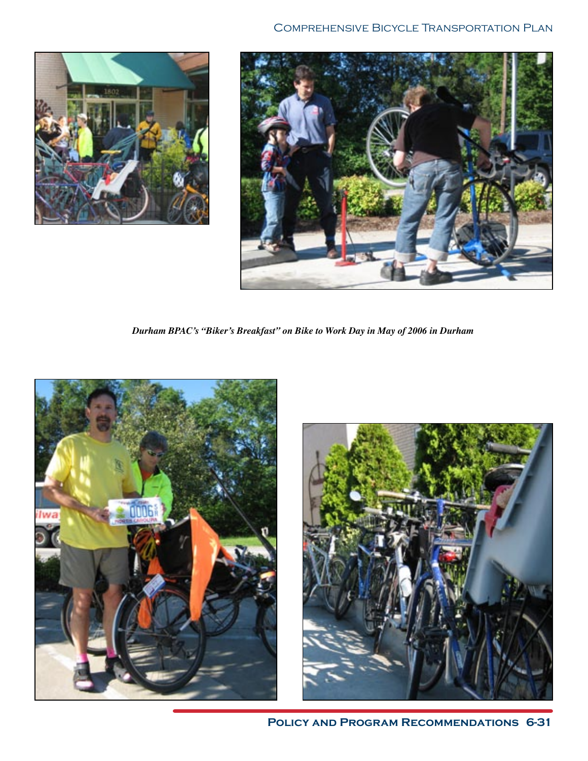*Durham BPAC's "Biker's Breakfast" on Bike to Work Day in May of 2006 in Durham*